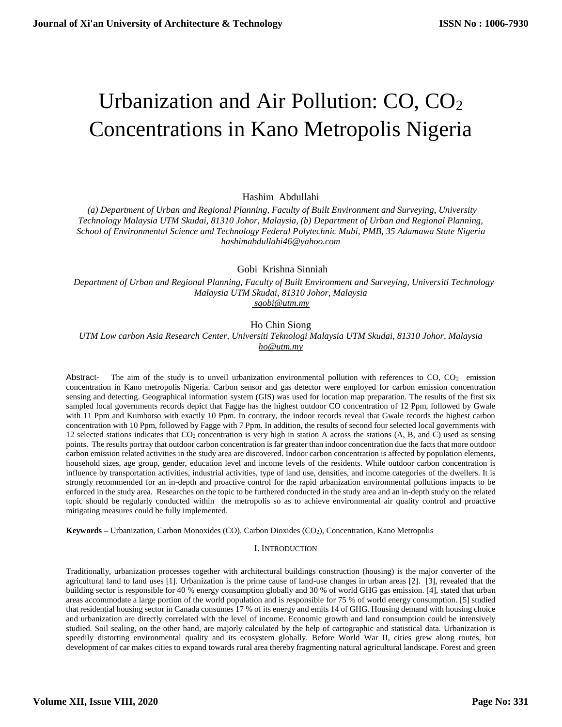# Urbanization and Air Pollution: CO, $CO_2$ Concentrations in Kano Metropolis Nigeria

Hashim Abdullahi

*(a) Department of Urban and Regional Planning, Faculty of Built Environment and Surveying, University Technology Malaysia UTM Skudai, 81310 Johor, Malaysia, (b) Department of Urban and Regional Planning, School of Environmental Science and Technology Federal Polytechnic Mubi, PMB, 35 Adamawa State Nigeria*
*hashimabdullahi46@yahoo.com*

Gobi Krishna Sinniah

*Department of Urban and Regional Planning, Faculty of Built Environment and Surveying, Universiti Technology Malaysia UTM Skudai, 81310 Johor, Malaysia*
*sgobi@utm.my*

Ho Chin Siong

*UTM Low carbon Asia Research Center, Universiti Teknologi Malaysia UTM Skudai, 81310 Johor, Malaysia*
*ho@utm.my*

Abstract- The aim of the study is to unveil urbanization environmental pollution with references to CO, $CO_2$ emission concentration in Kano metropolis Nigeria. Carbon sensor and gas detector were employed for carbon emission concentration sensing and detecting. Geographical information system (GIS) was used for location map preparation. The results of the first six sampled local governments records depict that Fagge has the highest outdoor CO concentration of 12 Ppm, followed by Gwale with 11 Ppm and Kumbotso with exactly 10 Ppm. In contrary, the indoor records reveal that Gwale records the highest carbon concentration with 10 Ppm, followed by Fagge with 7 Ppm. In addition, the results of second four selected local governments with 12 selected stations indicates that $CO_2$ concentration is very high in station A across the stations (A, B, and C) used as sensing points. The results portray that outdoor carbon concentration is far greater than indoor concentration due the facts that more outdoor carbon emission related activities in the study area are discovered. Indoor carbon concentration is affected by population elements, household sizes, age group, gender, education level and income levels of the residents. While outdoor carbon concentration is influence by transportation activities, industrial activities, type of land use, densities, and income categories of the dwellers. It is strongly recommended for an in-depth and proactive control for the rapid urbanization environmental pollutions impacts to be enforced in the study area. Researches on the topic to be furthered conducted in the study area and an in-depth study on the related topic should be regularly conducted within the metropolis so as to achieve environmental air quality control and proactive mitigating measures could be fully implemented.

**Keywords –** Urbanization, Carbon Monoxides (CO), Carbon Dioxides ($CO_2$), Concentration, Kano Metropolis

## I. Introduction

Traditionally, urbanization processes together with architectural buildings construction (housing) is the major converter of the agricultural land to land uses [1]. Urbanization is the prime cause of land-use changes in urban areas [2]. [3], revealed that the building sector is responsible for 40 % energy consumption globally and 30 % of world GHG gas emission. [4], stated that urban areas accommodate a large portion of the world population and is responsible for 75 % of world energy consumption. [5] studied that residential housing sector in Canada consumes 17 % of its energy and emits 14 of GHG. Housing demand with housing choice and urbanization are directly correlated with the level of income. Economic growth and land consumption could be intensively studied. Soil sealing, on the other hand, are majorly calculated by the help of cartographic and statistical data. Urbanization is speedily distorting environmental quality and its ecosystem globally. Before World War II, cities grew along routes, but development of car makes cities to expand towards rural area thereby fragmenting natural agricultural landscape. Forest and green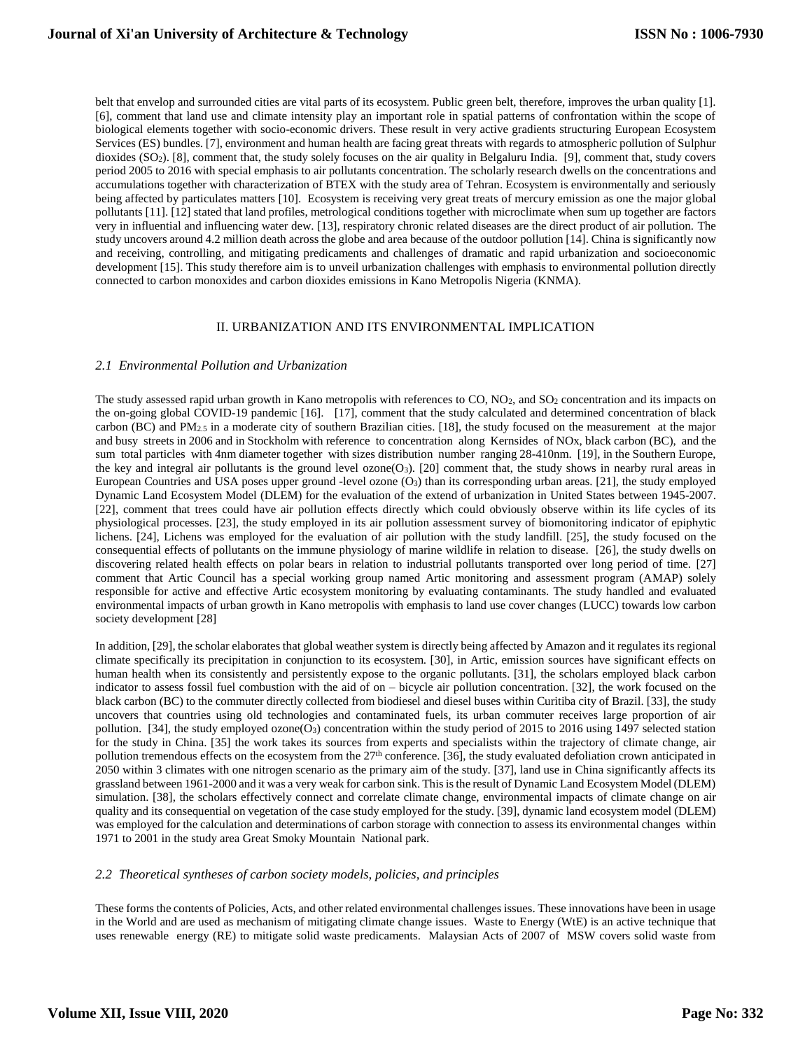belt that envelop and surrounded cities are vital parts of its ecosystem. Public green belt, therefore, improves the urban quality [1]. [6], comment that land use and climate intensity play an important role in spatial patterns of confrontation within the scope of biological elements together with socio-economic drivers. These result in very active gradients structuring European Ecosystem Services (ES) bundles. [7], environment and human health are facing great threats with regards to atmospheric pollution of Sulphur dioxides ($SO_2$). [8], comment that, the study solely focuses on the air quality in Belgaluru India. [9], comment that, study covers period 2005 to 2016 with special emphasis to air pollutants concentration. The scholarly research dwells on the concentrations and accumulations together with characterization of BTEX with the study area of Tehran. Ecosystem is environmentally and seriously being affected by particulates matters [10]. Ecosystem is receiving very great treats of mercury emission as one the major global pollutants [11]. [12] stated that land profiles, metrological conditions together with microclimate when sum up together are factors very in influential and influencing water dew. [13], respiratory chronic related diseases are the direct product of air pollution. The study uncovers around 4.2 million death across the globe and area because of the outdoor pollution [14]. China is significantly now and receiving, controlling, and mitigating predicaments and challenges of dramatic and rapid urbanization and socioeconomic development [15]. This study therefore aim is to unveil urbanization challenges with emphasis to environmental pollution directly connected to carbon monoxides and carbon dioxides emissions in Kano Metropolis Nigeria (KNMA).

## II. URBANIZATION AND ITS ENVIRONMENTAL IMPLICATION

### *2.1 Environmental Pollution and Urbanization*

The study assessed rapid urban growth in Kano metropolis with references to CO, $NO_2$, and $SO_2$ concentration and its impacts on the on-going global COVID-19 pandemic [16]. [17], comment that the study calculated and determined concentration of black carbon (BC) and $PM_{2.5}$ in a moderate city of southern Brazilian cities. [18], the study focused on the measurement at the major and busy streets in 2006 and in Stockholm with reference to concentration along Kernsides of NOx, black carbon (BC), and the sum total particles with 4nm diameter together with sizes distribution number ranging 28-410nm. [19], in the Southern Europe, the key and integral air pollutants is the ground level ozone($O_3$). [20] comment that, the study shows in nearby rural areas in European Countries and USA poses upper ground -level ozone ($O_3$) than its corresponding urban areas. [21], the study employed Dynamic Land Ecosystem Model (DLEM) for the evaluation of the extend of urbanization in United States between 1945-2007. [22], comment that trees could have air pollution effects directly which could obviously observe within its life cycles of its physiological processes. [23], the study employed in its air pollution assessment survey of biomonitoring indicator of epiphytic lichens. [24], Lichens was employed for the evaluation of air pollution with the study landfill. [25], the study focused on the consequential effects of pollutants on the immune physiology of marine wildlife in relation to disease. [26], the study dwells on discovering related health effects on polar bears in relation to industrial pollutants transported over long period of time. [27] comment that Artic Council has a special working group named Artic monitoring and assessment program (AMAP) solely responsible for active and effective Artic ecosystem monitoring by evaluating contaminants. The study handled and evaluated environmental impacts of urban growth in Kano metropolis with emphasis to land use cover changes (LUCC) towards low carbon society development [28]

In addition, [29], the scholar elaborates that global weather system is directly being affected by Amazon and it regulates its regional climate specifically its precipitation in conjunction to its ecosystem. [30], in Artic, emission sources have significant effects on human health when its consistently and persistently expose to the organic pollutants. [31], the scholars employed black carbon indicator to assess fossil fuel combustion with the aid of on – bicycle air pollution concentration. [32], the work focused on the black carbon (BC) to the commuter directly collected from biodiesel and diesel buses within Curitiba city of Brazil. [33], the study uncovers that countries using old technologies and contaminated fuels, its urban commuter receives large proportion of air pollution. [34], the study employed ozone($O_3$) concentration within the study period of 2015 to 2016 using 1497 selected station for the study in China. [35] the work takes its sources from experts and specialists within the trajectory of climate change, air pollution tremendous effects on the ecosystem from the 27th conference. [36], the study evaluated defoliation crown anticipated in 2050 within 3 climates with one nitrogen scenario as the primary aim of the study. [37], land use in China significantly affects its grassland between 1961-2000 and it was a very weak for carbon sink. This is the result of Dynamic Land Ecosystem Model (DLEM) simulation. [38], the scholars effectively connect and correlate climate change, environmental impacts of climate change on air quality and its consequential on vegetation of the case study employed for the study. [39], dynamic land ecosystem model (DLEM) was employed for the calculation and determinations of carbon storage with connection to assess its environmental changes within 1971 to 2001 in the study area Great Smoky Mountain National park.

### *2.2 Theoretical syntheses of carbon society models, policies, and principles*

These forms the contents of Policies, Acts, and other related environmental challenges issues. These innovations have been in usage in the World and are used as mechanism of mitigating climate change issues. Waste to Energy (WtE) is an active technique that uses renewable energy (RE) to mitigate solid waste predicaments. Malaysian Acts of 2007 of MSW covers solid waste from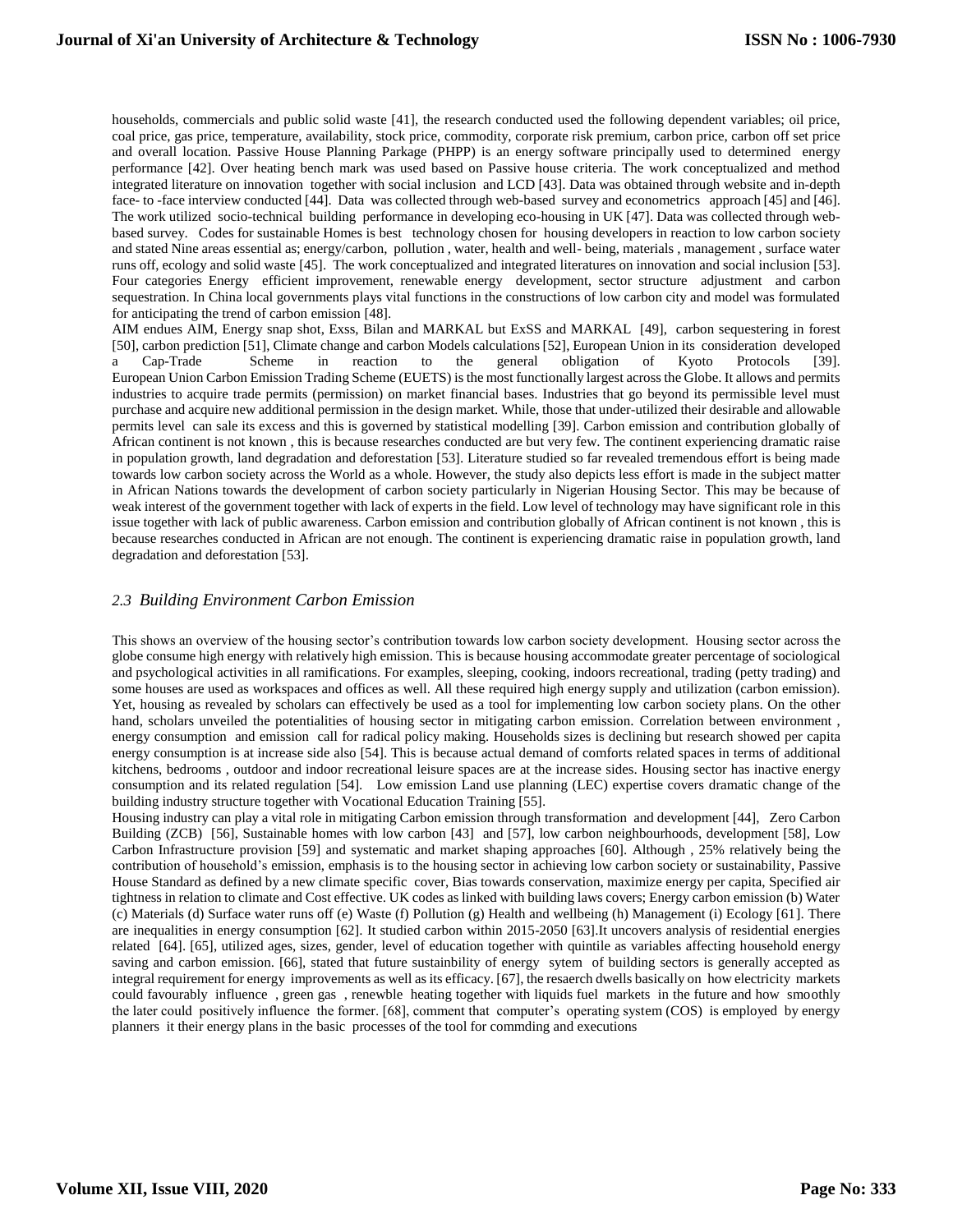households, commercials and public solid waste [41], the research conducted used the following dependent variables; oil price, coal price, gas price, temperature, availability, stock price, commodity, corporate risk premium, carbon price, carbon off set price and overall location. Passive House Planning Parkage (PHPP) is an energy software principally used to determined energy performance [42]. Over heating bench mark was used based on Passive house criteria. The work conceptualized and method integrated literature on innovation together with social inclusion and LCD [43]. Data was obtained through website and in-depth face- to -face interview conducted [44]. Data was collected through web-based survey and econometrics approach [45] and [46]. The work utilized socio-technical building performance in developing eco-housing in UK [47]. Data was collected through web-based survey. Codes for sustainable Homes is best technology chosen for housing developers in reaction to low carbon society and stated Nine areas essential as; energy/carbon, pollution , water, health and well- being, materials , management , surface water runs off, ecology and solid waste [45]. The work conceptualized and integrated literatures on innovation and social inclusion [53]. Four categories Energy efficient improvement, renewable energy development, sector structure adjustment and carbon sequestration. In China local governments plays vital functions in the constructions of low carbon city and model was formulated for anticipating the trend of carbon emission [48].

AIM endues AIM, Energy snap shot, Exss, Bilan and MARKAL but ExSS and MARKAL [49], carbon sequestering in forest [50], carbon prediction [51], Climate change and carbon Models calculations [52], European Union in its consideration developed a Cap-Trade Scheme in reaction to the general obligation of Kyoto Protocols [39]. European Union Carbon Emission Trading Scheme (EUETS) is the most functionally largest across the Globe. It allows and permits industries to acquire trade permits (permission) on market financial bases. Industries that go beyond its permissible level must purchase and acquire new additional permission in the design market. While, those that under-utilized their desirable and allowable permits level can sale its excess and this is governed by statistical modelling [39]. Carbon emission and contribution globally of African continent is not known , this is because researches conducted are but very few. The continent experiencing dramatic raise in population growth, land degradation and deforestation [53]. Literature studied so far revealed tremendous effort is being made towards low carbon society across the World as a whole. However, the study also depicts less effort is made in the subject matter in African Nations towards the development of carbon society particularly in Nigerian Housing Sector. This may be because of weak interest of the government together with lack of experts in the field. Low level of technology may have significant role in this issue together with lack of public awareness. Carbon emission and contribution globally of African continent is not known , this is because researches conducted in African are not enough. The continent is experiencing dramatic raise in population growth, land degradation and deforestation [53].

### *2.3 Building Environment Carbon Emission*

This shows an overview of the housing sector's contribution towards low carbon society development. Housing sector across the globe consume high energy with relatively high emission. This is because housing accommodate greater percentage of sociological and psychological activities in all ramifications. For examples, sleeping, cooking, indoors recreational, trading (petty trading) and some houses are used as workspaces and offices as well. All these required high energy supply and utilization (carbon emission). Yet, housing as revealed by scholars can effectively be used as a tool for implementing low carbon society plans. On the other hand, scholars unveiled the potentialities of housing sector in mitigating carbon emission. Correlation between environment , energy consumption and emission call for radical policy making. Households sizes is declining but research showed per capita energy consumption is at increase side also [54]. This is because actual demand of comforts related spaces in terms of additional kitchens, bedrooms , outdoor and indoor recreational leisure spaces are at the increase sides. Housing sector has inactive energy consumption and its related regulation [54]. Low emission Land use planning (LEC) expertise covers dramatic change of the building industry structure together with Vocational Education Training [55].

Housing industry can play a vital role in mitigating Carbon emission through transformation and development [44], Zero Carbon Building (ZCB) [56], Sustainable homes with low carbon [43] and [57], low carbon neighbourhoods, development [58], Low Carbon Infrastructure provision [59] and systematic and market shaping approaches [60]. Although , 25% relatively being the contribution of household's emission, emphasis is to the housing sector in achieving low carbon society or sustainability, Passive House Standard as defined by a new climate specific cover, Bias towards conservation, maximize energy per capita, Specified air tightness in relation to climate and Cost effective. UK codes as linked with building laws covers; Energy carbon emission (b) Water (c) Materials (d) Surface water runs off (e) Waste (f) Pollution (g) Health and wellbeing (h) Management (i) Ecology [61]. There are inequalities in energy consumption [62]. It studied carbon within 2015-2050 [63].It uncovers analysis of residential energies related [64]. [65], utilized ages, sizes, gender, level of education together with quintile as variables affecting household energy saving and carbon emission. [66], stated that future sustainbility of energy sytem of building sectors is generally accepted as integral requirement for energy improvements as well as its efficacy. [67], the resaerch dwells basically on how electricity markets could favourably influence , green gas , renewble heating together with liquids fuel markets in the future and how smoothly the later could positively influence the former. [68], comment that computer's operating system (COS) is employed by energy planners it their energy plans in the basic processes of the tool for commding and executions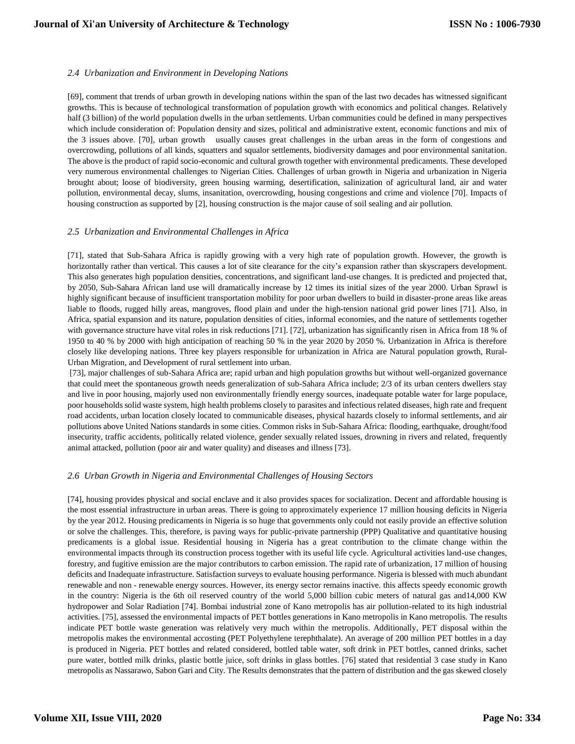### *2.4 Urbanization and Environment in Developing Nations*

[69], comment that trends of urban growth in developing nations within the span of the last two decades has witnessed significant growths. This is because of technological transformation of population growth with economics and political changes. Relatively half (3 billion) of the world population dwells in the urban settlements. Urban communities could be defined in many perspectives which include consideration of: Population density and sizes, political and administrative extent, economic functions and mix of the 3 issues above. [70], urban growth usually causes great challenges in the urban areas in the form of congestions and overcrowding, pollutions of all kinds, squatters and squalor settlements, biodiversity damages and poor environmental sanitation. The above is the product of rapid socio-economic and cultural growth together with environmental predicaments. These developed very numerous environmental challenges to Nigerian Cities. Challenges of urban growth in Nigeria and urbanization in Nigeria brought about; loose of biodiversity, green housing warming, desertification, salinization of agricultural land, air and water pollution, environmental decay, slums, insanitation, overcrowding, housing congestions and crime and violence [70]. Impacts of housing construction as supported by [2], housing construction is the major cause of soil sealing and air pollution.

### *2.5 Urbanization and Environmental Challenges in Africa*

[71], stated that Sub-Sahara Africa is rapidly growing with a very high rate of population growth. However, the growth is horizontally rather than vertical. This causes a lot of site clearance for the city's expansion rather than skyscrapers development. This also generates high population densities, concentrations, and significant land-use changes. It is predicted and projected that, by 2050, Sub-Sahara African land use will dramatically increase by 12 times its initial sizes of the year 2000. Urban Sprawl is highly significant because of insufficient transportation mobility for poor urban dwellers to build in disaster-prone areas like areas liable to floods, rugged hilly areas, mangroves, flood plain and under the high-tension national grid power lines [71]. Also, in Africa, spatial expansion and its nature, population densities of cities, informal economies, and the nature of settlements together with governance structure have vital roles in risk reductions [71]. [72], urbanization has significantly risen in Africa from 18 % of 1950 to 40 % by 2000 with high anticipation of reaching 50 % in the year 2020 by 2050 %. Urbanization in Africa is therefore closely like developing nations. Three key players responsible for urbanization in Africa are Natural population growth, Rural-Urban Migration, and Development of rural settlement into urban.

[73], major challenges of sub-Sahara Africa are; rapid urban and high population growths but without well-organized governance that could meet the spontaneous growth needs generalization of sub-Sahara Africa include; 2/3 of its urban centers dwellers stay and live in poor housing, majorly used non environmentally friendly energy sources, inadequate potable water for large populace, poor households solid waste system, high health problems closely to parasites and infectious related diseases, high rate and frequent road accidents, urban location closely located to communicable diseases, physical hazards closely to informal settlements, and air pollutions above United Nations standards in some cities. Common risks in Sub-Sahara Africa: flooding, earthquake, drought/food insecurity, traffic accidents, politically related violence, gender sexually related issues, drowning in rivers and related, frequently animal attacked, pollution (poor air and water quality) and diseases and illness [73].

### *2.6 Urban Growth in Nigeria and Environmental Challenges of Housing Sectors*

[74], housing provides physical and social enclave and it also provides spaces for socialization. Decent and affordable housing is the most essential infrastructure in urban areas. There is going to approximately experience 17 million housing deficits in Nigeria by the year 2012. Housing predicaments in Nigeria is so huge that governments only could not easily provide an effective solution or solve the challenges. This, therefore, is paving ways for public-private partnership (PPP) Qualitative and quantitative housing predicaments is a global issue. Residential housing in Nigeria has a great contribution to the climate change within the environmental impacts through its construction process together with its useful life cycle. Agricultural activities land-use changes, forestry, and fugitive emission are the major contributors to carbon emission. The rapid rate of urbanization, 17 million of housing deficits and Inadequate infrastructure. Satisfaction surveys to evaluate housing performance. Nigeria is blessed with much abundant renewable and non - renewable energy sources. However, its energy sector remains inactive. this affects speedy economic growth in the country: Nigeria is the 6th oil reserved country of the world 5,000 billion cubic meters of natural gas and14,000 KW hydropower and Solar Radiation [74]. Bombai industrial zone of Kano metropolis has air pollution-related to its high industrial activities. [75], assessed the environmental impacts of PET bottles generations in Kano metropolis in Kano metropolis. The results indicate PET bottle waste generation was relatively very much within the metropolis. Additionally, PET disposal within the metropolis makes the environmental accosting (PET Polyethylene terephthalate). An average of 200 million PET bottles in a day is produced in Nigeria. PET bottles and related considered, bottled table water, soft drink in PET bottles, canned drinks, sachet pure water, bottled milk drinks, plastic bottle juice, soft drinks in glass bottles. [76] stated that residential 3 case study in Kano metropolis as Nassarawo, Sabon Gari and City. The Results demonstrates that the pattern of distribution and the gas skewed closely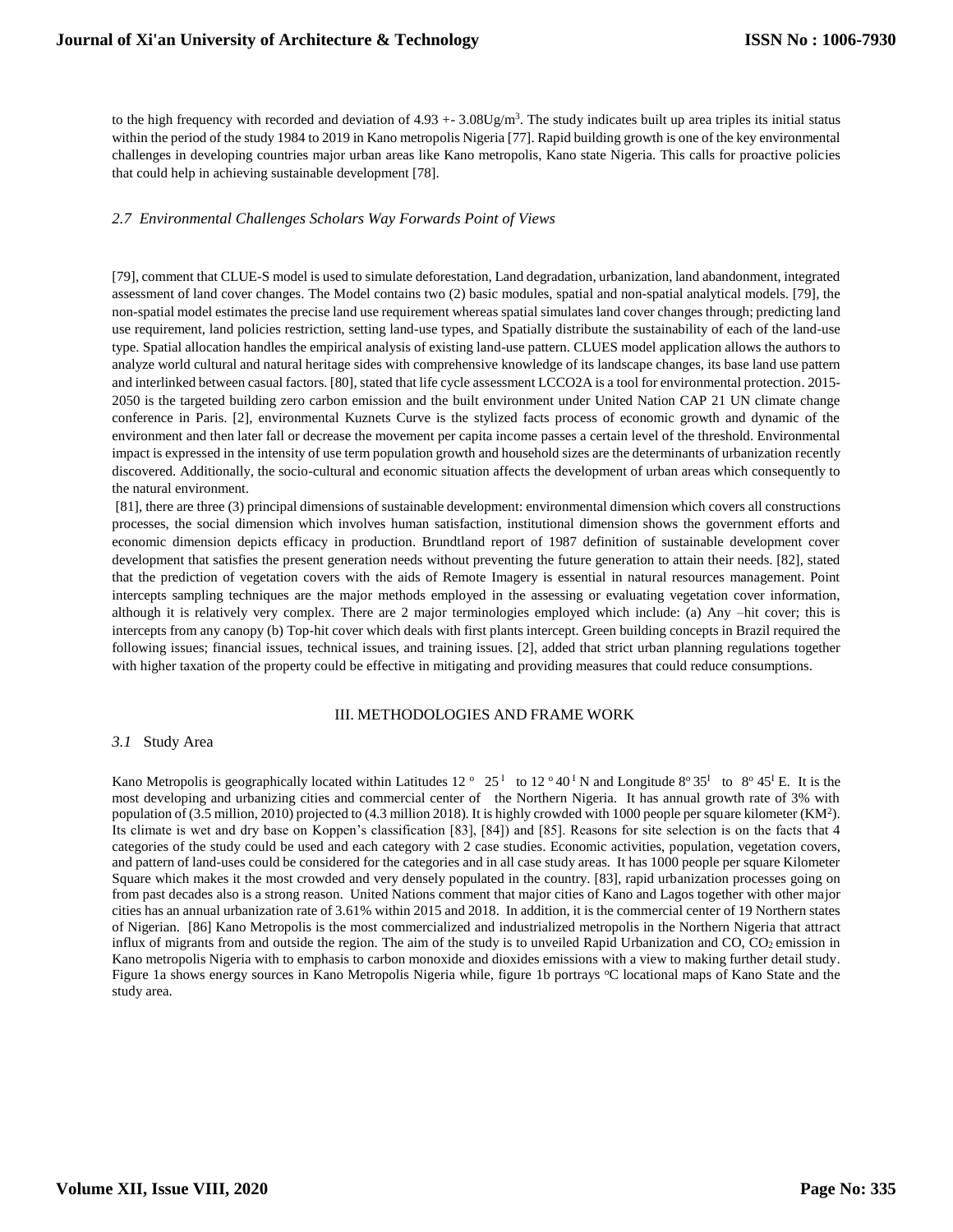to the high frequency with recorded and deviation of 4.93 +- 3.08Ug/m$^3$. The study indicates built up area triples its initial status within the period of the study 1984 to 2019 in Kano metropolis Nigeria [77]. Rapid building growth is one of the key environmental challenges in developing countries major urban areas like Kano metropolis, Kano state Nigeria. This calls for proactive policies that could help in achieving sustainable development [78].

### *2.7 Environmental Challenges Scholars Way Forwards Point of Views*

[79], comment that CLUE-S model is used to simulate deforestation, Land degradation, urbanization, land abandonment, integrated assessment of land cover changes. The Model contains two (2) basic modules, spatial and non-spatial analytical models. [79], the non-spatial model estimates the precise land use requirement whereas spatial simulates land cover changes through; predicting land use requirement, land policies restriction, setting land-use types, and Spatially distribute the sustainability of each of the land-use type. Spatial allocation handles the empirical analysis of existing land-use pattern. CLUES model application allows the authors to analyze world cultural and natural heritage sides with comprehensive knowledge of its landscape changes, its base land use pattern and interlinked between casual factors. [80], stated that life cycle assessment LCCO2A is a tool for environmental protection. 2015-2050 is the targeted building zero carbon emission and the built environment under United Nation CAP 21 UN climate change conference in Paris. [2], environmental Kuznets Curve is the stylized facts process of economic growth and dynamic of the environment and then later fall or decrease the movement per capita income passes a certain level of the threshold. Environmental impact is expressed in the intensity of use term population growth and household sizes are the determinants of urbanization recently discovered. Additionally, the socio-cultural and economic situation affects the development of urban areas which consequently to the natural environment.

[81], there are three (3) principal dimensions of sustainable development: environmental dimension which covers all constructions processes, the social dimension which involves human satisfaction, institutional dimension shows the government efforts and economic dimension depicts efficacy in production. Brundtland report of 1987 definition of sustainable development cover development that satisfies the present generation needs without preventing the future generation to attain their needs. [82], stated that the prediction of vegetation covers with the aids of Remote Imagery is essential in natural resources management. Point intercepts sampling techniques are the major methods employed in the assessing or evaluating vegetation cover information, although it is relatively very complex. There are 2 major terminologies employed which include: (a) Any –hit cover; this is intercepts from any canopy (b) Top-hit cover which deals with first plants intercept. Green building concepts in Brazil required the following issues; financial issues, technical issues, and training issues. [2], added that strict urban planning regulations together with higher taxation of the property could be effective in mitigating and providing measures that could reduce consumptions.

## III. METHODOLOGIES AND FRAME WORK

### *3.1* Study Area

Kano Metropolis is geographically located within Latitudes 12 ° 25 ' to 12 ° 40 ' N and Longitude 8° 35' to 8° 45' E. It is the most developing and urbanizing cities and commercial center of the Northern Nigeria. It has annual growth rate of 3% with population of (3.5 million, 2010) projected to (4.3 million 2018). It is highly crowded with 1000 people per square kilometer (KM$^2$). Its climate is wet and dry base on Koppen's classification [83], [84]) and [85]. Reasons for site selection is on the facts that 4 categories of the study could be used and each category with 2 case studies. Economic activities, population, vegetation covers, and pattern of land-uses could be considered for the categories and in all case study areas. It has 1000 people per square Kilometer Square which makes it the most crowded and very densely populated in the country. [83], rapid urbanization processes going on from past decades also is a strong reason. United Nations comment that major cities of Kano and Lagos together with other major cities has an annual urbanization rate of 3.61% within 2015 and 2018. In addition, it is the commercial center of 19 Northern states of Nigerian. [86] Kano Metropolis is the most commercialized and industrialized metropolis in the Northern Nigeria that attract influx of migrants from and outside the region. The aim of the study is to unveiled Rapid Urbanization and CO, $CO_2$ emission in Kano metropolis Nigeria with to emphasis to carbon monoxide and dioxides emissions with a view to making further detail study. Figure 1a shows energy sources in Kano Metropolis Nigeria while, figure 1b portrays °C locational maps of Kano State and the study area.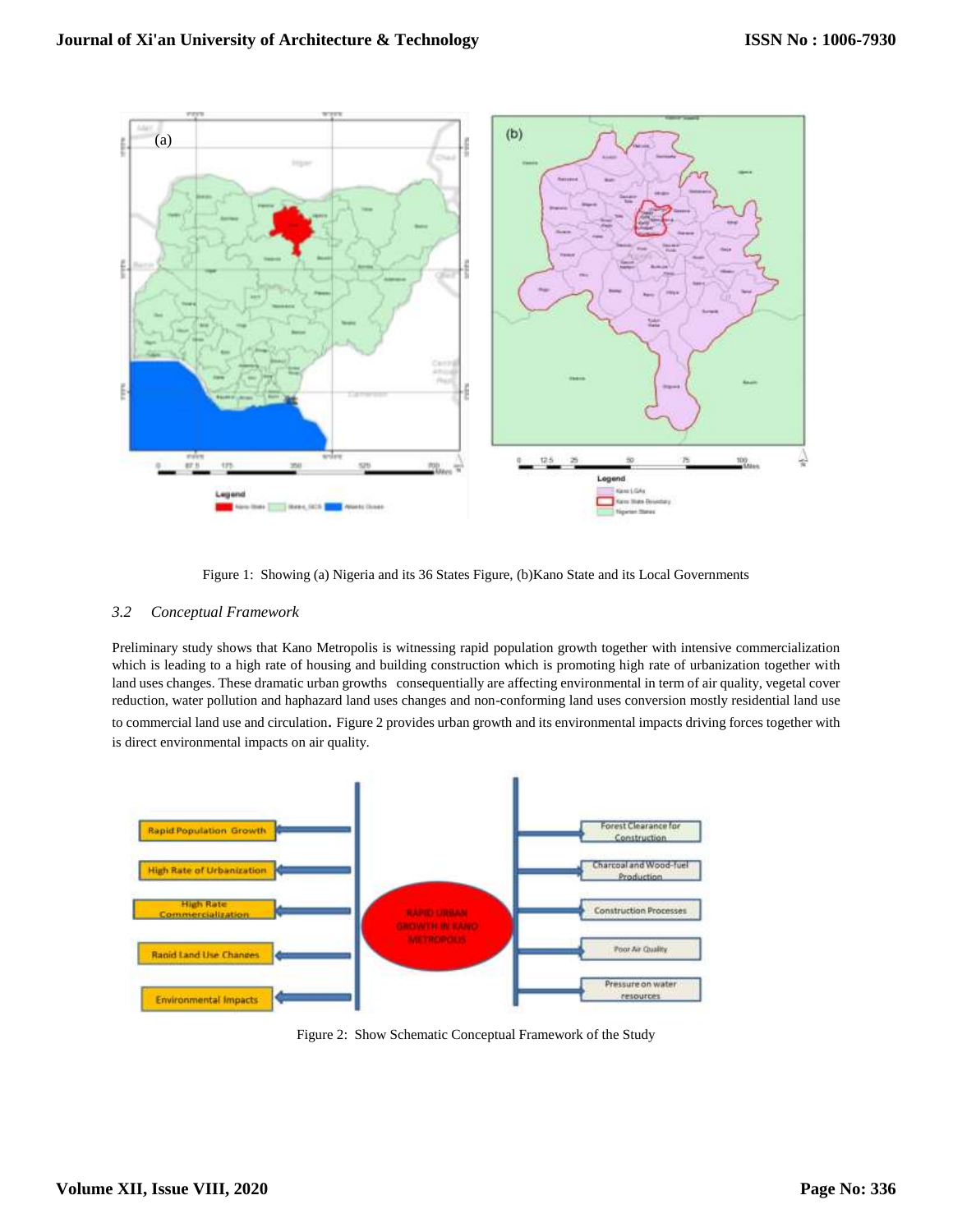Figure 1: Showing (a) Nigeria and its 36 States Figure, (b)Kano State and its Local Governments

### *3.2 Conceptual Framework*

Preliminary study shows that Kano Metropolis is witnessing rapid population growth together with intensive commercialization which is leading to a high rate of housing and building construction which is promoting high rate of urbanization together with land uses changes. These dramatic urban growths consequentially are affecting environmental in term of air quality, vegetal cover reduction, water pollution and haphazard land uses changes and non-conforming land uses conversion mostly residential land use to commercial land use and circulation. Figure 2 provides urban growth and its environmental impacts driving forces together with is direct environmental impacts on air quality.

Figure 2: Show Schematic Conceptual Framework of the Study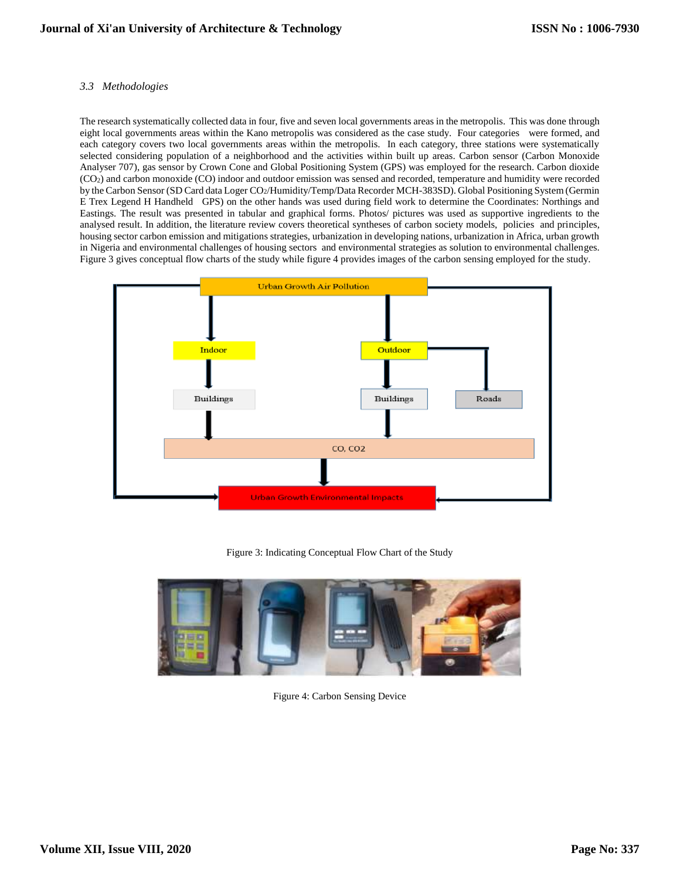*3.3 Methodologies*

The research systematically collected data in four, five and seven local governments areas in the metropolis. This was done through eight local governments areas within the Kano metropolis was considered as the case study. Four categories were formed, and each category covers two local governments areas within the metropolis. In each category, three stations were systematically selected considering population of a neighborhood and the activities within built up areas. Carbon sensor (Carbon Monoxide Analyser 707), gas sensor by Crown Cone and Global Positioning System (GPS) was employed for the research. Carbon dioxide ($CO_2$) and carbon monoxide (CO) indoor and outdoor emission was sensed and recorded, temperature and humidity were recorded by the Carbon Sensor (SD Card data Loger $CO_2$/Humidity/Temp/Data Recorder MCH-383SD). Global Positioning System (Germin E Trex Legend H Handheld GPS) on the other hands was used during field work to determine the Coordinates: Northings and Eastings. The result was presented in tabular and graphical forms. Photos/ pictures was used as supportive ingredients to the analysed result. In addition, the literature review covers theoretical syntheses of carbon society models, policies and principles, housing sector carbon emission and mitigations strategies, urbanization in developing nations, urbanization in Africa, urban growth in Nigeria and environmental challenges of housing sectors and environmental strategies as solution to environmental challenges. Figure 3 gives conceptual flow charts of the study while figure 4 provides images of the carbon sensing employed for the study.

Figure 3: Indicating Conceptual Flow Chart of the Study

Figure 4: Carbon Sensing Device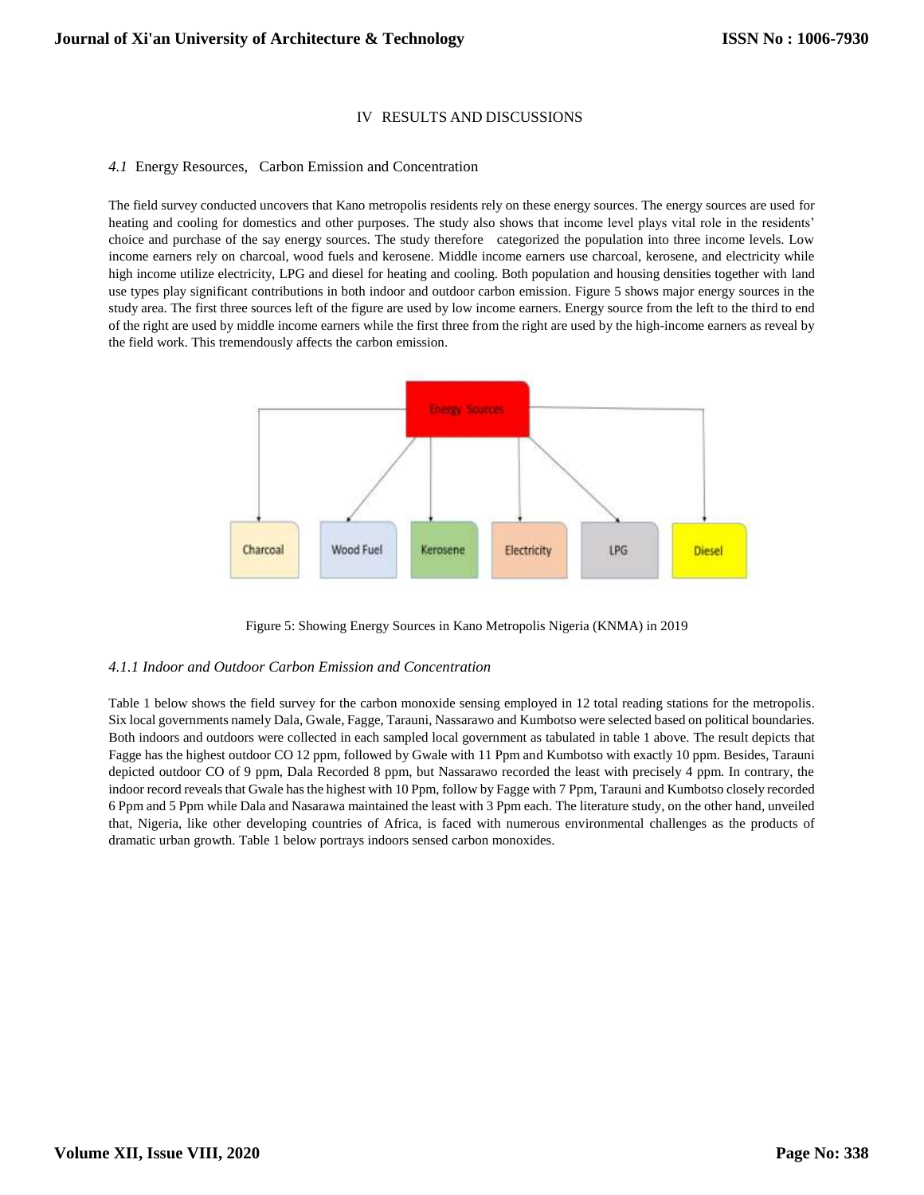## IV RESULTS AND DISCUSSIONS

### *4.1* Energy Resources, Carbon Emission and Concentration

The field survey conducted uncovers that Kano metropolis residents rely on these energy sources. The energy sources are used for heating and cooling for domestics and other purposes. The study also shows that income level plays vital role in the residents' choice and purchase of the say energy sources. The study therefore categorized the population into three income levels. Low income earners rely on charcoal, wood fuels and kerosene. Middle income earners use charcoal, kerosene, and electricity while high income utilize electricity, LPG and diesel for heating and cooling. Both population and housing densities together with land use types play significant contributions in both indoor and outdoor carbon emission. Figure 5 shows major energy sources in the study area. The first three sources left of the figure are used by low income earners. Energy source from the left to the third to end of the right are used by middle income earners while the first three from the right are used by the high-income earners as reveal by the field work. This tremendously affects the carbon emission.

Energy Sources

Charcoal | Wood Fuel | Kerosene | Electricity | LPG | Diesel

Figure 5: Showing Energy Sources in Kano Metropolis Nigeria (KNMA) in 2019

#### *4.1.1 Indoor and Outdoor Carbon Emission and Concentration*

Table 1 below shows the field survey for the carbon monoxide sensing employed in 12 total reading stations for the metropolis. Six local governments namely Dala, Gwale, Fagge, Tarauni, Nassarawo and Kumbotso were selected based on political boundaries. Both indoors and outdoors were collected in each sampled local government as tabulated in table 1 above. The result depicts that Fagge has the highest outdoor CO 12 ppm, followed by Gwale with 11 Ppm and Kumbotso with exactly 10 ppm. Besides, Tarauni depicted outdoor CO of 9 ppm, Dala Recorded 8 ppm, but Nassarawo recorded the least with precisely 4 ppm. In contrary, the indoor record reveals that Gwale has the highest with 10 Ppm, follow by Fagge with 7 Ppm, Tarauni and Kumbotso closely recorded 6 Ppm and 5 Ppm while Dala and Nasarawa maintained the least with 3 Ppm each. The literature study, on the other hand, unveiled that, Nigeria, like other developing countries of Africa, is faced with numerous environmental challenges as the products of dramatic urban growth. Table 1 below portrays indoors sensed carbon monoxides.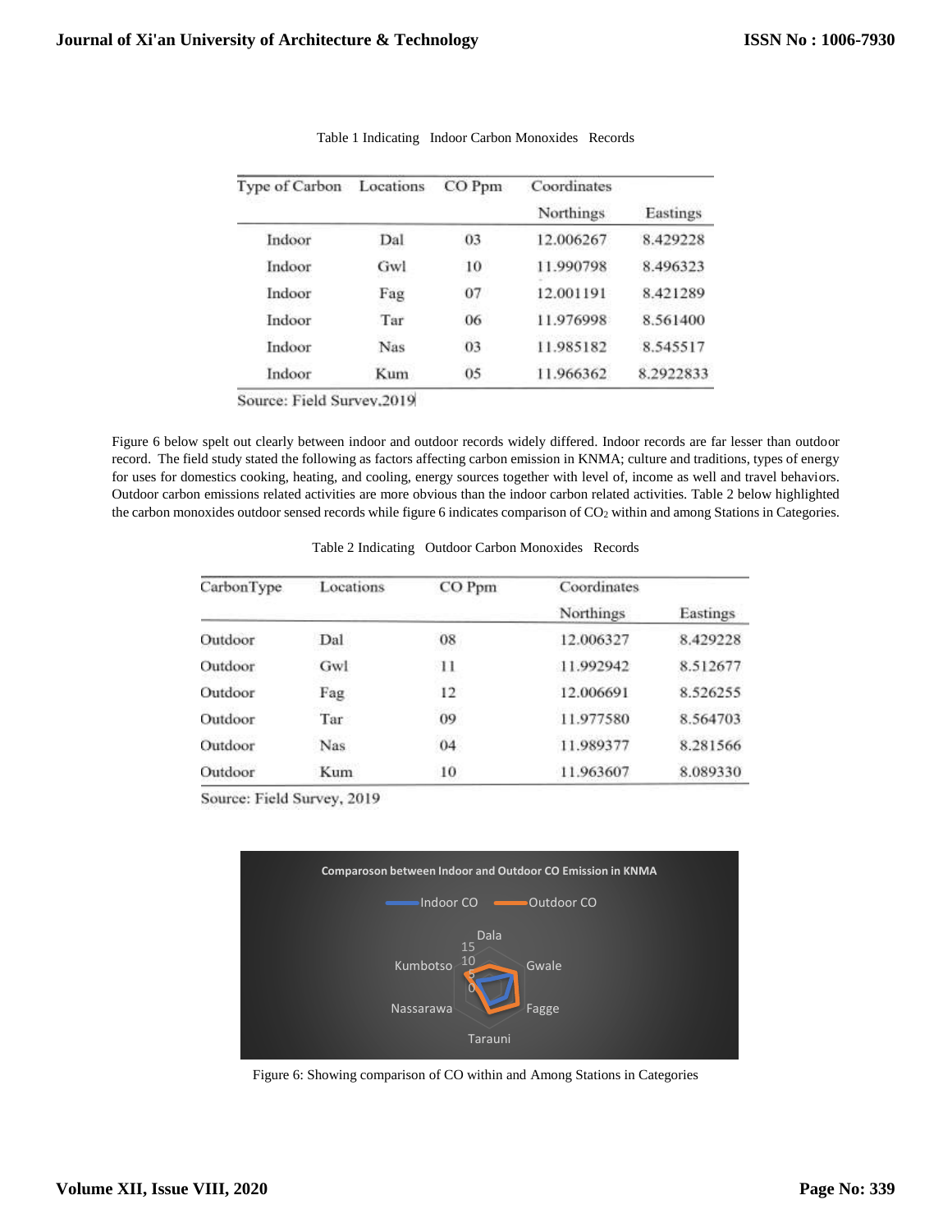Table 1 Indicating Indoor Carbon Monoxides Records

| Type of Carbon | Locations | CO Ppm | Coordinates | |
|---|---|---|---|---|
| | | | Northings | Eastings |
| Indoor | Dal | 03 | 12.006267 | 8.429228 |
| Indoor | Gwl | 10 | 11.990798 | 8.496323 |
| Indoor | Fag | 07 | 12.001191 | 8.421289 |
| Indoor | Tar | 06 | 11.976998 | 8.561400 |
| Indoor | Nas | 03 | 11.985182 | 8.545517 |
| Indoor | Kum | 05 | 11.966362 | 8.2922833 |

Source: Field Survey,2019

Figure 6 below spelt out clearly between indoor and outdoor records widely differed. Indoor records are far lesser than outdoor record. The field study stated the following as factors affecting carbon emission in KNMA; culture and traditions, types of energy for uses for domestics cooking, heating, and cooling, energy sources together with level of, income as well and travel behaviors. Outdoor carbon emissions related activities are more obvious than the indoor carbon related activities. Table 2 below highlighted the carbon monoxides outdoor sensed records while figure 6 indicates comparison of $CO_2$ within and among Stations in Categories.

Table 2 Indicating Outdoor Carbon Monoxides Records

| CarbonType | Locations | CO Ppm | Coordinates | |
|---|---|---|---|---|
| | | | Northings | Eastings |
| Outdoor | Dal | 08 | 12.006327 | 8.429228 |
| Outdoor | Gwl | 11 | 11.992942 | 8.512677 |
| Outdoor | Fag | 12 | 12.006691 | 8.526255 |
| Outdoor | Tar | 09 | 11.977580 | 8.564703 |
| Outdoor | Nas | 04 | 11.989377 | 8.281566 |
| Outdoor | Kum | 10 | 11.963607 | 8.089330 |

Source: Field Survey, 2019

Figure 6: Showing comparison of CO within and Among Stations in Categories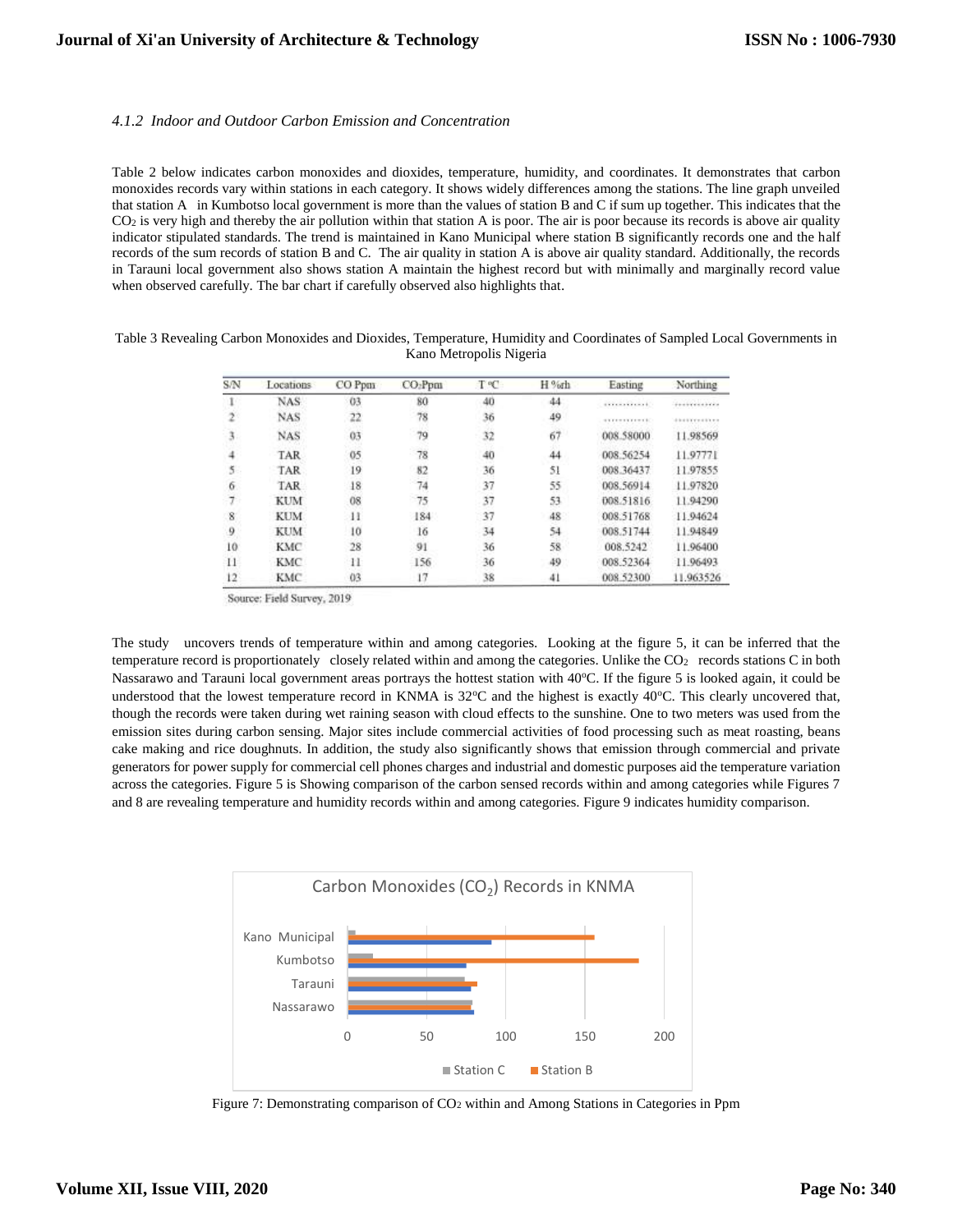*4.1.2 Indoor and Outdoor Carbon Emission and Concentration*

Table 2 below indicates carbon monoxides and dioxides, temperature, humidity, and coordinates. It demonstrates that carbon monoxides records vary within stations in each category. It shows widely differences among the stations. The line graph unveiled that station A in Kumbotso local government is more than the values of station B and C if sum up together. This indicates that the $CO_2$ is very high and thereby the air pollution within that station A is poor. The air is poor because its records is above air quality indicator stipulated standards. The trend is maintained in Kano Municipal where station B significantly records one and the half records of the sum records of station B and C. The air quality in station A is above air quality standard. Additionally, the records in Tarauni local government also shows station A maintain the highest record but with minimally and marginally record value when observed carefully. The bar chart if carefully observed also highlights that.

Table 3 Revealing Carbon Monoxides and Dioxides, Temperature, Humidity and Coordinates of Sampled Local Governments in Kano Metropolis Nigeria

| S/N | Locations | CO Ppm | $CO_2$Ppm | T °C | H %rh | Easting | Northing |
|---|---|---|---|---|---|---|---|
| 1 | NAS | 03 | 80 | 40 | 44 | ………… | ………… |
| 2 | NAS | 22 | 78 | 36 | 49 | ………… | ………… |
| 3 | NAS | 03 | 79 | 32 | 67 | 008.58000 | 11.98569 |
| 4 | TAR | 05 | 78 | 40 | 44 | 008.56254 | 11.97771 |
| 5 | TAR | 19 | 82 | 36 | 51 | 008.36437 | 11.97855 |
| 6 | TAR | 18 | 74 | 37 | 55 | 008.56914 | 11.97820 |
| 7 | KUM | 08 | 75 | 37 | 53 | 008.51816 | 11.94290 |
| 8 | KUM | 11 | 184 | 37 | 48 | 008.51768 | 11.94624 |
| 9 | KUM | 10 | 16 | 34 | 54 | 008.51744 | 11.94849 |
| 10 | KMC | 28 | 91 | 36 | 58 | 008.5242 | 11.96400 |
| 11 | KMC | 11 | 156 | 36 | 49 | 008.52364 | 11.96493 |
| 12 | KMC | 03 | 17 | 38 | 41 | 008.52300 | 11.963526 |

Source: Field Survey, 2019

The study uncovers trends of temperature within and among categories. Looking at the figure 5, it can be inferred that the temperature record is proportionately closely related within and among the categories. Unlike the $CO_2$ records stations C in both Nassarawo and Tarauni local government areas portrays the hottest station with 40°C. If the figure 5 is looked again, it could be understood that the lowest temperature record in KNMA is 32°C and the highest is exactly 40°C. This clearly uncovered that, though the records were taken during wet raining season with cloud effects to the sunshine. One to two meters was used from the emission sites during carbon sensing. Major sites include commercial activities of food processing such as meat roasting, beans cake making and rice doughnuts. In addition, the study also significantly shows that emission through commercial and private generators for power supply for commercial cell phones charges and industrial and domestic purposes aid the temperature variation across the categories. Figure 5 is Showing comparison of the carbon sensed records within and among categories while Figures 7 and 8 are revealing temperature and humidity records within and among categories. Figure 9 indicates humidity comparison.

Figure 7: Demonstrating comparison of $CO_2$ within and Among Stations in Categories in Ppm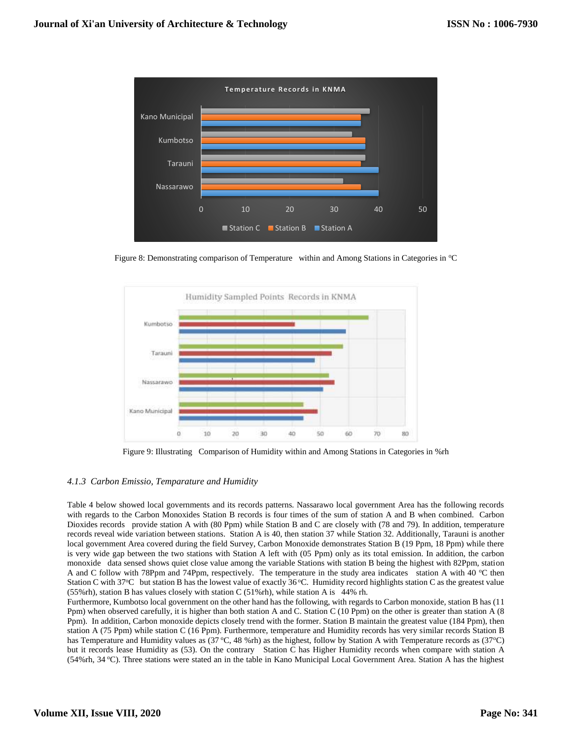Figure 8: Demonstrating comparison of Temperature within and Among Stations in Categories in °C

Figure 9: Illustrating Comparison of Humidity within and Among Stations in Categories in %rh

### *4.1.3 Carbon Emissio, Temparature and Humidity*

Table 4 below showed local governments and its records patterns. Nassarawo local government Area has the following records with regards to the Carbon Monoxides Station B records is four times of the sum of station A and B when combined. Carbon Dioxides records provide station A with (80 Ppm) while Station B and C are closely with (78 and 79). In addition, temperature records reveal wide variation between stations. Station A is 40, then station 37 while Station 32. Additionally, Tarauni is another local government Area covered during the field Survey, Carbon Monoxide demonstrates Station B (19 Ppm, 18 Ppm) while there is very wide gap between the two stations with Station A left with (05 Ppm) only as its total emission. In addition, the carbon monoxide data sensed shows quiet close value among the variable Stations with station B being the highest with 82Ppm, station A and C follow with 78Ppm and 74Ppm, respectively. The temperature in the study area indicates station A with 40 °C then Station C with 37°C but station B has the lowest value of exactly 36 °C. Humidity record highlights station C as the greatest value (55%rh), station B has values closely with station C (51%rh), while station A is 44% rh.

Furthermore, Kumbotso local government on the other hand has the following, with regards to Carbon monoxide, station B has (11 Ppm) when observed carefully, it is higher than both station A and C. Station C (10 Ppm) on the other is greater than station A (8 Ppm). In addition, Carbon monoxide depicts closely trend with the former. Station B maintain the greatest value (184 Ppm), then station A (75 Ppm) while station C (16 Ppm). Furthermore, temperature and Humidity records has very similar records Station B has Temperature and Humidity values as (37 °C, 48 %rh) as the highest, follow by Station A with Temperature records as (37°C) but it records lease Humidity as (53). On the contrary Station C has Higher Humidity records when compare with station A (54%rh, 34 °C). Three stations were stated an in the table in Kano Municipal Local Government Area. Station A has the highest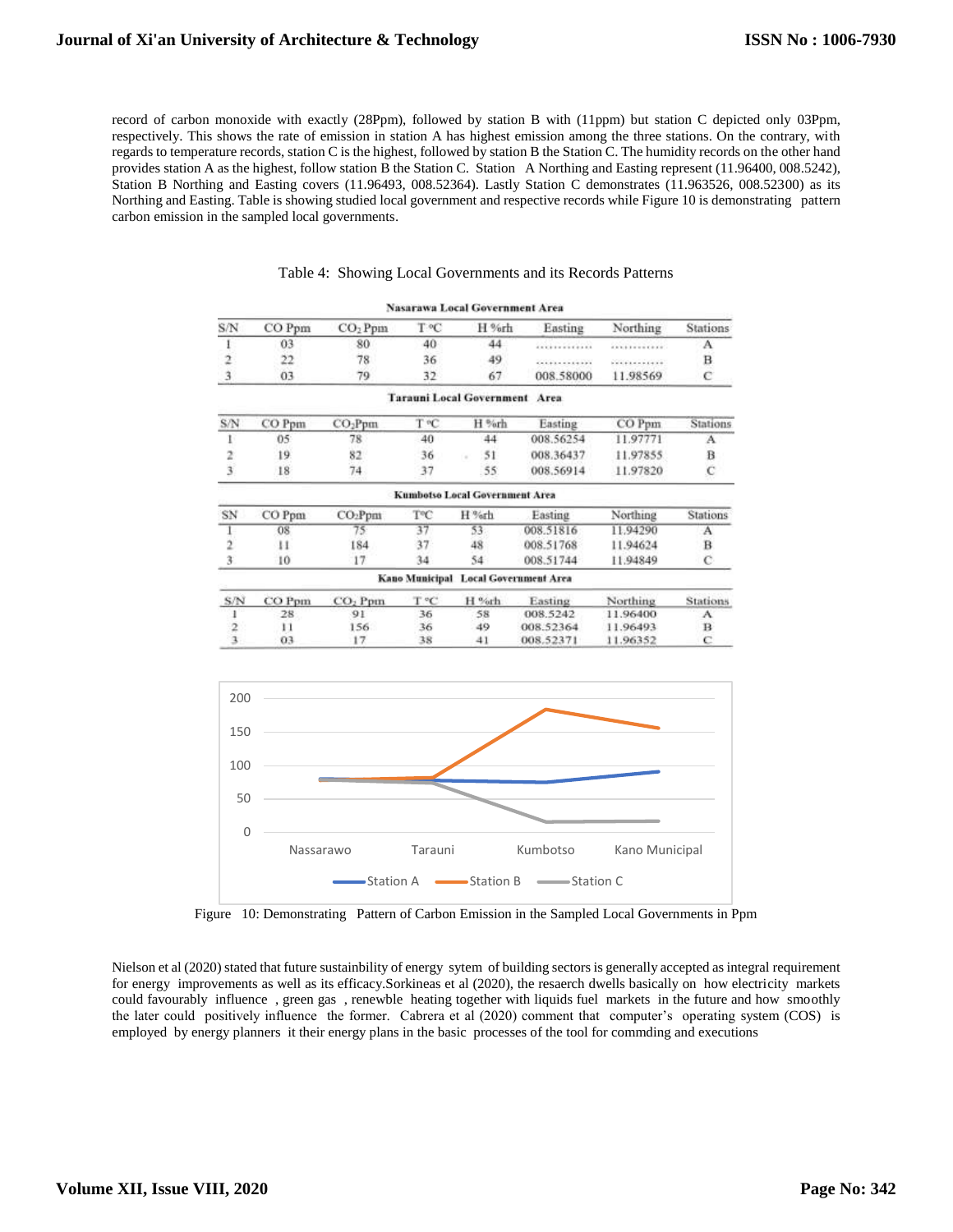record of carbon monoxide with exactly (28Ppm), followed by station B with (11ppm) but station C depicted only 03Ppm, respectively. This shows the rate of emission in station A has highest emission among the three stations. On the contrary, with regards to temperature records, station C is the highest, followed by station B the Station C. The humidity records on the other hand provides station A as the highest, follow station B the Station C. Station A Northing and Easting represent (11.96400, 008.5242), Station B Northing and Easting covers (11.96493, 008.52364). Lastly Station C demonstrates (11.963526, 008.52300) as its Northing and Easting. Table is showing studied local government and respective records while Figure 10 is demonstrating pattern carbon emission in the sampled local governments.

Table 4: Showing Local Governments and its Records Patterns

**Nasarawa Local Government Area**

| S/N | CO Ppm | $CO_2$ Ppm | T °C | H %rh | Easting | Northing | Stations |
|---|---|---|---|---|---|---|---|
| 1 | 03 | 80 | 40 | 44 | ............ | ........... | A |
| 2 | 22 | 78 | 36 | 49 | ............ | ........... | B |
| 3 | 03 | 79 | 32 | 67 | 008.58000 | 11.98569 | C |

**Tarauni Local Government Area**

| S/N | CO Ppm | $CO_2$Ppm | T °C | H %rh | Easting | CO Ppm | Stations |
|---|---|---|---|---|---|---|---|
| 1 | 05 | 78 | 40 | 44 | 008.56254 | 11.97771 | A |
| 2 | 19 | 82 | 36 | 51 | 008.36437 | 11.97855 | B |
| 3 | 18 | 74 | 37 | 55 | 008.56914 | 11.97820 | C |

**Kumbotso Local Government Area**

| SN | CO Ppm | $CO_2$Ppm | T°C | H %rh | Easting | Northing | Stations |
|---|---|---|---|---|---|---|---|
| 1 | 08 | 75 | 37 | 53 | 008.51816 | 11.94290 | A |
| 2 | 11 | 184 | 37 | 48 | 008.51768 | 11.94624 | B |
| 3 | 10 | 17 | 34 | 54 | 008.51744 | 11.94849 | C |

**Kano Municipal Local Government Area**

| S/N | CO Ppm | $CO_2$ Ppm | T °C | H %rh | Easting | Northing | Stations |
|---|---|---|---|---|---|---|---|
| 1 | 28 | 91 | 36 | 58 | 008.5242 | 11.96400 | A |
| 2 | 11 | 156 | 36 | 49 | 008.52364 | 11.96493 | B |
| 3 | 03 | 17 | 38 | 41 | 008.52371 | 11.96352 | C |

Figure 10: Demonstrating Pattern of Carbon Emission in the Sampled Local Governments in Ppm

Nielson et al (2020) stated that future sustainbility of energy sytem of building sectors is generally accepted as integral requirement for energy improvements as well as its efficacy.Sorkineas et al (2020), the resaerch dwells basically on how electricity markets could favourably influence , green gas , renewble heating together with liquids fuel markets in the future and how smoothly the later could positively influence the former. Cabrera et al (2020) comment that computer's operating system (COS) is employed by energy planners it their energy plans in the basic processes of the tool for commding and executions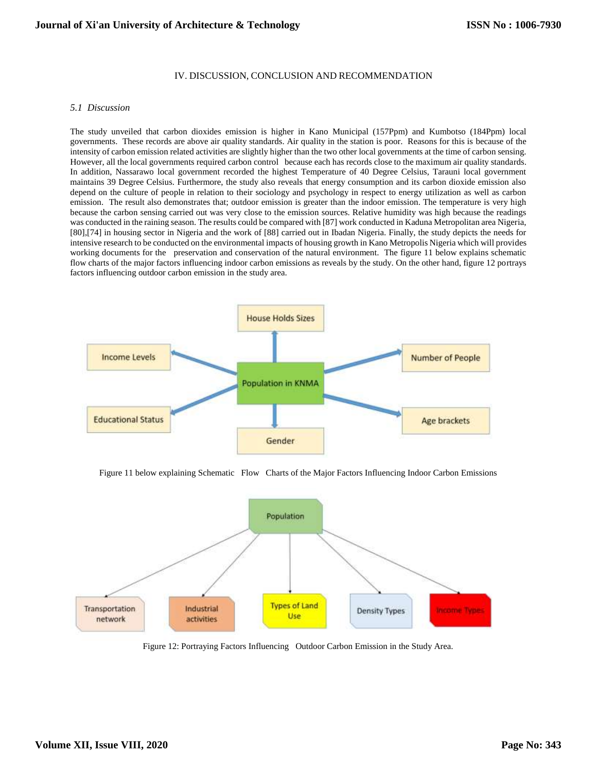## IV. DISCUSSION, CONCLUSION AND RECOMMENDATION

### *5.1 Discussion*

The study unveiled that carbon dioxides emission is higher in Kano Municipal (157Ppm) and Kumbotso (184Ppm) local governments. These records are above air quality standards. Air quality in the station is poor. Reasons for this is because of the intensity of carbon emission related activities are slightly higher than the two other local governments at the time of carbon sensing. However, all the local governments required carbon control because each has records close to the maximum air quality standards. In addition, Nassarawo local government recorded the highest Temperature of 40 Degree Celsius, Tarauni local government maintains 39 Degree Celsius. Furthermore, the study also reveals that energy consumption and its carbon dioxide emission also depend on the culture of people in relation to their sociology and psychology in respect to energy utilization as well as carbon emission. The result also demonstrates that; outdoor emission is greater than the indoor emission. The temperature is very high because the carbon sensing carried out was very close to the emission sources. Relative humidity was high because the readings was conducted in the raining season. The results could be compared with [87] work conducted in Kaduna Metropolitan area Nigeria, [80],[74] in housing sector in Nigeria and the work of [88] carried out in Ibadan Nigeria. Finally, the study depicts the needs for intensive research to be conducted on the environmental impacts of housing growth in Kano Metropolis Nigeria which will provides working documents for the preservation and conservation of the natural environment. The figure 11 below explains schematic flow charts of the major factors influencing indoor carbon emissions as reveals by the study. On the other hand, figure 12 portrays factors influencing outdoor carbon emission in the study area.

Figure 11 below explaining Schematic Flow Charts of the Major Factors Influencing Indoor Carbon Emissions

Figure 12: Portraying Factors Influencing Outdoor Carbon Emission in the Study Area.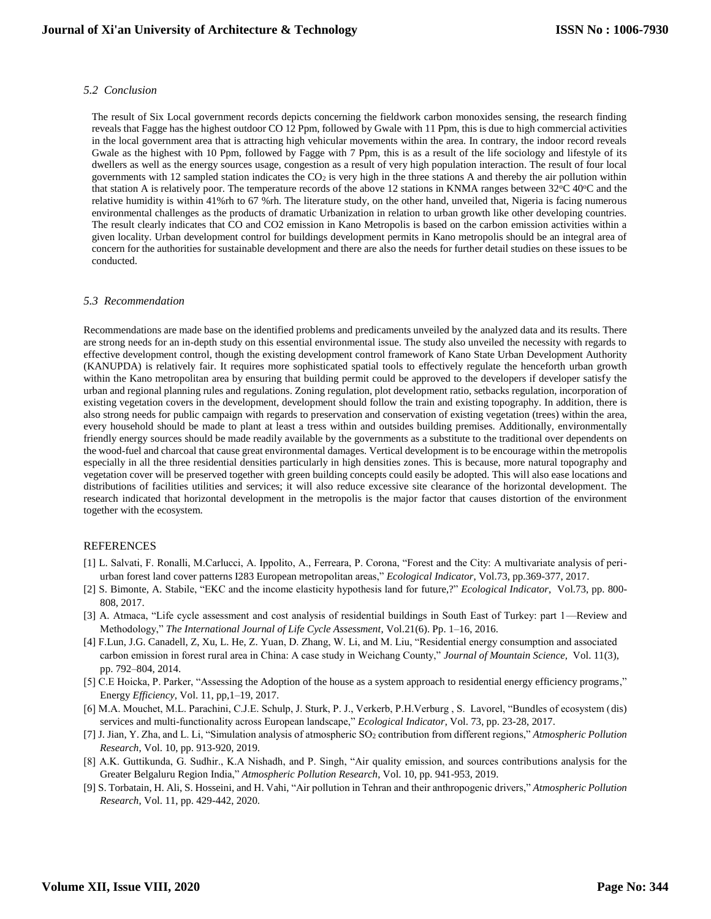### *5.2 Conclusion*

The result of Six Local government records depicts concerning the fieldwork carbon monoxides sensing, the research finding reveals that Fagge has the highest outdoor CO 12 Ppm, followed by Gwale with 11 Ppm, this is due to high commercial activities in the local government area that is attracting high vehicular movements within the area. In contrary, the indoor record reveals Gwale as the highest with 10 Ppm, followed by Fagge with 7 Ppm, this is as a result of the life sociology and lifestyle of its dwellers as well as the energy sources usage, congestion as a result of very high population interaction. The result of four local governments with 12 sampled station indicates the $CO_2$ is very high in the three stations A and thereby the air pollution within that station A is relatively poor. The temperature records of the above 12 stations in KNMA ranges between 32°C 40°C and the relative humidity is within 41%rh to 67 %rh. The literature study, on the other hand, unveiled that, Nigeria is facing numerous environmental challenges as the products of dramatic Urbanization in relation to urban growth like other developing countries. The result clearly indicates that CO and CO2 emission in Kano Metropolis is based on the carbon emission activities within a given locality. Urban development control for buildings development permits in Kano metropolis should be an integral area of concern for the authorities for sustainable development and there are also the needs for further detail studies on these issues to be conducted.

### *5.3 Recommendation*

Recommendations are made base on the identified problems and predicaments unveiled by the analyzed data and its results. There are strong needs for an in-depth study on this essential environmental issue. The study also unveiled the necessity with regards to effective development control, though the existing development control framework of Kano State Urban Development Authority (KANUPDA) is relatively fair. It requires more sophisticated spatial tools to effectively regulate the henceforth urban growth within the Kano metropolitan area by ensuring that building permit could be approved to the developers if developer satisfy the urban and regional planning rules and regulations. Zoning regulation, plot development ratio, setbacks regulation, incorporation of existing vegetation covers in the development, development should follow the train and existing topography. In addition, there is also strong needs for public campaign with regards to preservation and conservation of existing vegetation (trees) within the area, every household should be made to plant at least a tress within and outsides building premises. Additionally, environmentally friendly energy sources should be made readily available by the governments as a substitute to the traditional over dependents on the wood-fuel and charcoal that cause great environmental damages. Vertical development is to be encourage within the metropolis especially in all the three residential densities particularly in high densities zones. This is because, more natural topography and vegetation cover will be preserved together with green building concepts could easily be adopted. This will also ease locations and distributions of facilities utilities and services; it will also reduce excessive site clearance of the horizontal development. The research indicated that horizontal development in the metropolis is the major factor that causes distortion of the environment together with the ecosystem.

## REFERENCES

[1] L. Salvati, F. Ronalli, M.Carlucci, A. Ippolito, A., Ferreara, P. Corona, "Forest and the City: A multivariate analysis of peri-urban forest land cover patterns I283 European metropolitan areas," *Ecological Indicator*, Vol.73, pp.369-377, 2017.

[2] S. Bimonte, A. Stabile, "EKC and the income elasticity hypothesis land for future,?" *Ecological Indicator*, Vol.73, pp. 800-808, 2017.

[3] A. Atmaca, "Life cycle assessment and cost analysis of residential buildings in South East of Turkey: part 1—Review and Methodology," *The International Journal of Life Cycle Assessment*, Vol.21(6). Pp. 1–16, 2016.

[4] F.Lun, J.G. Canadell, Z, Xu, L. He, Z. Yuan, D. Zhang, W. Li, and M. Liu, "Residential energy consumption and associated carbon emission in forest rural area in China: A case study in Weichang County," *Journal of Mountain Science*, Vol. 11(3), pp. 792–804, 2014.

[5] C.E Hoicka, P. Parker, "Assessing the Adoption of the house as a system approach to residential energy efficiency programs," Energy *Efficiency*, Vol. 11, pp,1–19, 2017.

[6] M.A. Mouchet, M.L. Parachini, C.J.E. Schulp, J. Sturk, P. J., Verkerb, P.H.Verburg , S. Lavorel, "Bundles of ecosystem (dis) services and multi-functionality across European landscape," *Ecological Indicator*, Vol. 73, pp. 23-28, 2017.

[7] J. Jian, Y. Zha, and L. Li, "Simulation analysis of atmospheric $SO_2$ contribution from different regions," *Atmospheric Pollution Research*, Vol. 10, pp. 913-920, 2019.

[8] A.K. Guttikunda, G. Sudhir., K.A Nishadh, and P. Singh, "Air quality emission, and sources contributions analysis for the Greater Belgaluru Region India," *Atmospheric Pollution Research*, Vol. 10, pp. 941-953, 2019.

[9] S. Torbatain, H. Ali, S. Hosseini, and H. Vahi, "Air pollution in Tehran and their anthropogenic drivers," *Atmospheric Pollution Research*, Vol. 11, pp. 429-442, 2020.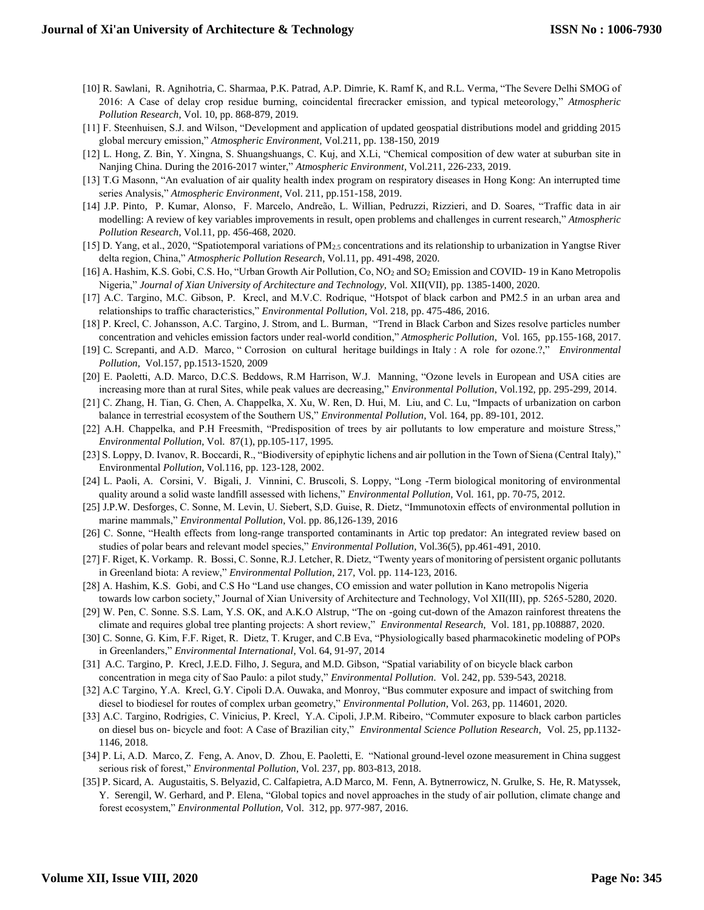[10] R. Sawlani, R. Agnihotria, C. Sharmaa, P.K. Patrad, A.P. Dimrie, K. Ramf K, and R.L. Verma, "The Severe Delhi SMOG of 2016: A Case of delay crop residue burning, coincidental firecracker emission, and typical meteorology," *Atmospheric Pollution Research*, Vol. 10, pp. 868-879, 2019.

[11] F. Steenhuisen, S.J. and Wilson, "Development and application of updated geospatial distributions model and gridding 2015 global mercury emission," *Atmospheric Environment*, Vol.211, pp. 138-150, 2019

[12] L. Hong, Z. Bin, Y. Xingna, S. Shuangshuangs, C. Kuj, and X.Li, "Chemical composition of dew water at suburban site in Nanjing China. During the 2016-2017 winter," *Atmospheric Environment*, Vol.211, 226-233, 2019.

[13] T.G Masonn, "An evaluation of air quality health index program on respiratory diseases in Hong Kong: An interrupted time series Analysis," *Atmospheric Environment*, Vol. 211, pp.151-158, 2019.

[14] J.P. Pinto, P. Kumar, Alonso, F. Marcelo, Andreão, L. Willian, Pedruzzi, Rizzieri, and D. Soares, "Traffic data in air modelling: A review of key variables improvements in result, open problems and challenges in current research," *Atmospheric Pollution Research*, Vol.11, pp. 456-468, 2020.

[15] D. Yang, et al., 2020, "Spatiotemporal variations of $PM_{2.5}$ concentrations and its relationship to urbanization in Yangtse River delta region, China," *Atmospheric Pollution Research*, Vol.11, pp. 491-498, 2020.

[16] A. Hashim, K.S. Gobi, C.S. Ho, "Urban Growth Air Pollution, Co, $NO_2$ and $SO_2$ Emission and COVID- 19 in Kano Metropolis Nigeria," *Journal of Xian University of Architecture and Technology*, Vol. XII(VII), pp. 1385-1400, 2020.

[17] A.C. Targino, M.C. Gibson, P. Krecl, and M.V.C. Rodrique, "Hotspot of black carbon and PM2.5 in an urban area and relationships to traffic characteristics," *Environmental Pollution*, Vol. 218, pp. 475-486, 2016.

[18] P. Krecl, C. Johansson, A.C. Targino, J. Strom, and L. Burman, "Trend in Black Carbon and Sizes resolve particles number concentration and vehicles emission factors under real-world condition," *Atmospheric Pollution*, Vol. 165, pp.155-168, 2017.

[19] C. Screpanti, and A.D. Marco, " Corrosion on cultural heritage buildings in Italy : A role for ozone.?," *Environmental Pollution*, Vol.157, pp.1513-1520, 2009

[20] E. Paoletti, A.D. Marco, D.C.S. Beddows, R.M Harrison, W.J. Manning, "Ozone levels in European and USA cities are increasing more than at rural Sites, while peak values are decreasing," *Environmental Pollution*, Vol.192, pp. 295-299, 2014.

[21] C. Zhang, H. Tian, G. Chen, A. Chappelka, X. Xu, W. Ren, D. Hui, M. Liu, and C. Lu, "Impacts of urbanization on carbon balance in terrestrial ecosystem of the Southern US," *Environmental Pollution*, Vol. 164, pp. 89-101, 2012.

[22] A.H. Chappelka, and P.H Freesmith, "Predisposition of trees by air pollutants to low emperature and moisture Stress," *Environmental Pollution*, Vol. 87(1), pp.105-117, 1995.

[23] S. Loppy, D. Ivanov, R. Boccardi, R., "Biodiversity of epiphytic lichens and air pollution in the Town of Siena (Central Italy)," Environmental *Pollution*, Vol.116, pp. 123-128, 2002.

[24] L. Paoli, A. Corsini, V. Bigali, J. Vinnini, C. Bruscoli, S. Loppy, "Long -Term biological monitoring of environmental quality around a solid waste landfill assessed with lichens," *Environmental Pollution*, Vol. 161, pp. 70-75, 2012.

[25] J.P.W. Desforges, C. Sonne, M. Levin, U. Siebert, S,D. Guise, R. Dietz, "Immunotoxin effects of environmental pollution in marine mammals," *Environmental Pollution*, Vol. pp. 86,126-139, 2016

[26] C. Sonne, "Health effects from long-range transported contaminants in Artic top predator: An integrated review based on studies of polar bears and relevant model species," *Environmental Pollution*, Vol.36(5), pp.461-491, 2010.

[27] F. Riget, K. Vorkamp. R. Bossi, C. Sonne, R.J. Letcher, R. Dietz, "Twenty years of monitoring of persistent organic pollutants in Greenland biota: A review," *Environmental Pollution*, 217, Vol. pp. 114-123, 2016.

[28] A. Hashim, K.S. Gobi, and C.S Ho "Land use changes, CO emission and water pollution in Kano metropolis Nigeria towards low carbon society," Journal of Xian University of Architecture and Technology, Vol XII(III), pp. 5265-5280, 2020.

[29] W. Pen, C. Sonne. S.S. Lam, Y.S. OK, and A.K.O Alstrup, "The on -going cut-down of the Amazon rainforest threatens the climate and requires global tree planting projects: A short review," *Environmental Research*, Vol. 181, pp.108887, 2020.

[30] C. Sonne, G. Kim, F.F. Riget, R. Dietz, T. Kruger, and C.B Eva, "Physiologically based pharmacokinetic modeling of POPs in Greenlanders," *Environmental International*, Vol. 64, 91-97, 2014

[31] A.C. Targino, P. Krecl, J.E.D. Filho, J. Segura, and M.D. Gibson, "Spatial variability of on bicycle black carbon concentration in mega city of Sao Paulo: a pilot study," *Environmental Pollution*. Vol. 242, pp. 539-543, 20218.

[32] A.C Targino, Y.A. Krecl, G.Y. Cipoli D.A. Ouwaka, and Monroy, "Bus commuter exposure and impact of switching from diesel to biodiesel for routes of complex urban geometry," *Environmental Pollution*, Vol. 263, pp. 114601, 2020.

[33] A.C. Targino, Rodrigies, C. Vinicius, P. Krecl, Y.A. Cipoli, J.P.M. Ribeiro, "Commuter exposure to black carbon particles on diesel bus on- bicycle and foot: A Case of Brazilian city," *Environmental Science Pollution Research*, Vol. 25, pp.1132-1146, 2018.

[34] P. Li, A.D. Marco, Z. Feng, A. Anov, D. Zhou, E. Paoletti, E. "National ground-level ozone measurement in China suggest serious risk of forest," *Environmental Pollution*, Vol. 237, pp. 803-813, 2018.

[35] P. Sicard, A. Augustaitis, S. Belyazid, C. Calfapietra, A.D Marco, M. Fenn, A. Bytnerrowicz, N. Grulke, S. He, R. Matyssek, Y. Serengil, W. Gerhard, and P. Elena, "Global topics and novel approaches in the study of air pollution, climate change and forest ecosystem," *Environmental Pollution*, Vol. 312, pp. 977-987, 2016.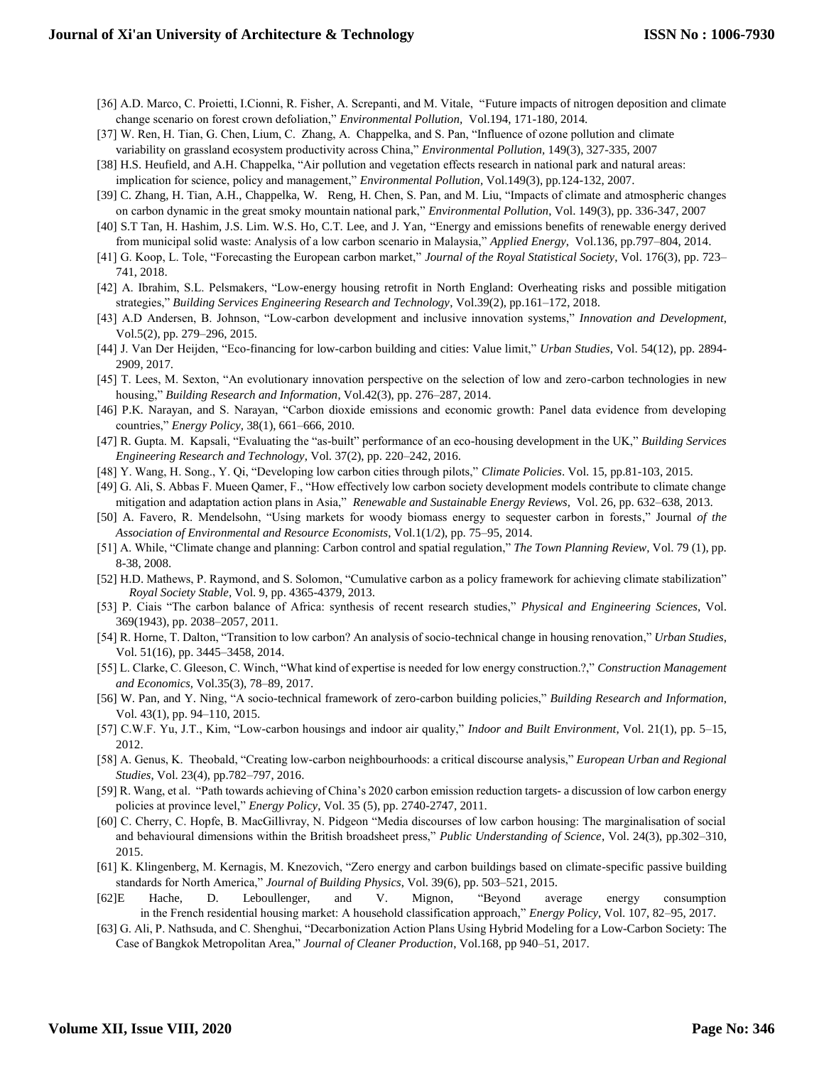[36] A.D. Marco, C. Proietti, I.Cionni, R. Fisher, A. Screpanti, and M. Vitale, "Future impacts of nitrogen deposition and climate change scenario on forest crown defoliation," *Environmental Pollution,* Vol.194, 171-180, 2014.

[37] W. Ren, H. Tian, G. Chen, Lium, C. Zhang, A. Chappelka, and S. Pan, "Influence of ozone pollution and climate variability on grassland ecosystem productivity across China," *Environmental Pollution,* 149(3), 327-335, 2007

[38] H.S. Heufield, and A.H. Chappelka, "Air pollution and vegetation effects research in national park and natural areas: implication for science, policy and management," *Environmental Pollution,* Vol.149(3), pp.124-132, 2007.

[39] C. Zhang, H. Tian, A.H., Chappelka, W. Reng, H. Chen, S. Pan, and M. Liu, "Impacts of climate and atmospheric changes on carbon dynamic in the great smoky mountain national park," *Environmental Pollution*, Vol. 149(3), pp. 336-347, 2007

[40] S.T Tan, H. Hashim, J.S. Lim. W.S. Ho, C.T. Lee, and J. Yan, "Energy and emissions benefits of renewable energy derived from municipal solid waste: Analysis of a low carbon scenario in Malaysia," *Applied Energy,* Vol.136, pp.797–804, 2014.

[41] G. Koop, L. Tole, "Forecasting the European carbon market," *Journal of the Royal Statistical Society*, Vol. 176(3), pp. 723–741, 2018.

[42] A. Ibrahim, S.L. Pelsmakers, "Low-energy housing retrofit in North England: Overheating risks and possible mitigation strategies," *Building Services Engineering Research and Technology*, Vol.39(2), pp.161–172, 2018.

[43] A.D Andersen, B. Johnson, "Low-carbon development and inclusive innovation systems," *Innovation and Development,* Vol.5(2), pp. 279–296, 2015.

[44] J. Van Der Heijden, "Eco-financing for low-carbon building and cities: Value limit," *Urban Studies,* Vol. 54(12), pp. 2894-2909, 2017.

[45] T. Lees, M. Sexton, "An evolutionary innovation perspective on the selection of low and zero-carbon technologies in new housing," *Building Research and Information,* Vol.42(3), pp. 276–287, 2014.

[46] P.K. Narayan, and S. Narayan, "Carbon dioxide emissions and economic growth: Panel data evidence from developing countries," *Energy Policy,* 38(1), 661–666, 2010.

[47] R. Gupta. M. Kapsali, "Evaluating the "as-built" performance of an eco-housing development in the UK," *Building Services Engineering Research and Technology*, Vol. 37(2), pp. 220–242, 2016.

[48] Y. Wang, H. Song., Y. Qi, "Developing low carbon cities through pilots," *Climate Policies*. Vol. 15, pp.81-103, 2015.

[49] G. Ali, S. Abbas F. Mueen Qamer, F., "How effectively low carbon society development models contribute to climate change mitigation and adaptation action plans in Asia," *Renewable and Sustainable Energy Reviews*, Vol. 26, pp. 632–638, 2013.

[50] A. Favero, R. Mendelsohn, "Using markets for woody biomass energy to sequester carbon in forests," Journal *of the Association of Environmental and Resource Economists*, Vol.1(1/2), pp. 75–95, 2014.

[51] A. While, "Climate change and planning: Carbon control and spatial regulation," *The Town Planning Review,* Vol. 79 (1), pp. 8-38, 2008.

[52] H.D. Mathews, P. Raymond, and S. Solomon, "Cumulative carbon as a policy framework for achieving climate stabilization" *Royal Society Stable*, Vol. 9, pp. 4365-4379, 2013.

[53] P. Ciais "The carbon balance of Africa: synthesis of recent research studies," *Physical and Engineering Sciences*, Vol. 369(1943), pp. 2038–2057, 2011.

[54] R. Horne, T. Dalton, "Transition to low carbon? An analysis of socio-technical change in housing renovation," *Urban Studies*, Vol. 51(16), pp. 3445–3458, 2014.

[55] L. Clarke, C. Gleeson, C. Winch, "What kind of expertise is needed for low energy construction.?," *Construction Management and Economics,* Vol.35(3), 78–89, 2017.

[56] W. Pan, and Y. Ning, "A socio-technical framework of zero-carbon building policies," *Building Research and Information*, Vol. 43(1), pp. 94–110, 2015.

[57] C.W.F. Yu, J.T., Kim, "Low-carbon housings and indoor air quality," *Indoor and Built Environment,* Vol. 21(1), pp. 5–15, 2012.

[58] A. Genus, K. Theobald, "Creating low-carbon neighbourhoods: a critical discourse analysis," *European Urban and Regional Studies*, Vol. 23(4), pp.782–797, 2016.

[59] R. Wang, et al. "Path towards achieving of China's 2020 carbon emission reduction targets- a discussion of low carbon energy policies at province level," *Energy Policy*, Vol. 35 (5), pp. 2740-2747, 2011.

[60] C. Cherry, C. Hopfe, B. MacGillivray, N. Pidgeon "Media discourses of low carbon housing: The marginalisation of social and behavioural dimensions within the British broadsheet press," *Public Understanding of Science*, Vol. 24(3), pp.302–310, 2015.

[61] K. Klingenberg, M. Kernagis, M. Knezovich, "Zero energy and carbon buildings based on climate-specific passive building standards for North America," *Journal of Building Physics*, Vol. 39(6), pp. 503–521, 2015.

[62]E Hache, D. Leboullenger, and V. Mignon, "Beyond average energy consumption in the French residential housing market: A household classification approach," *Energy Policy*, Vol. 107, 82–95, 2017.

[63] G. Ali, P. Nathsuda, and C. Shenghui, "Decarbonization Action Plans Using Hybrid Modeling for a Low-Carbon Society: The Case of Bangkok Metropolitan Area," *Journal of Cleaner Production*, Vol.168, pp 940–51, 2017.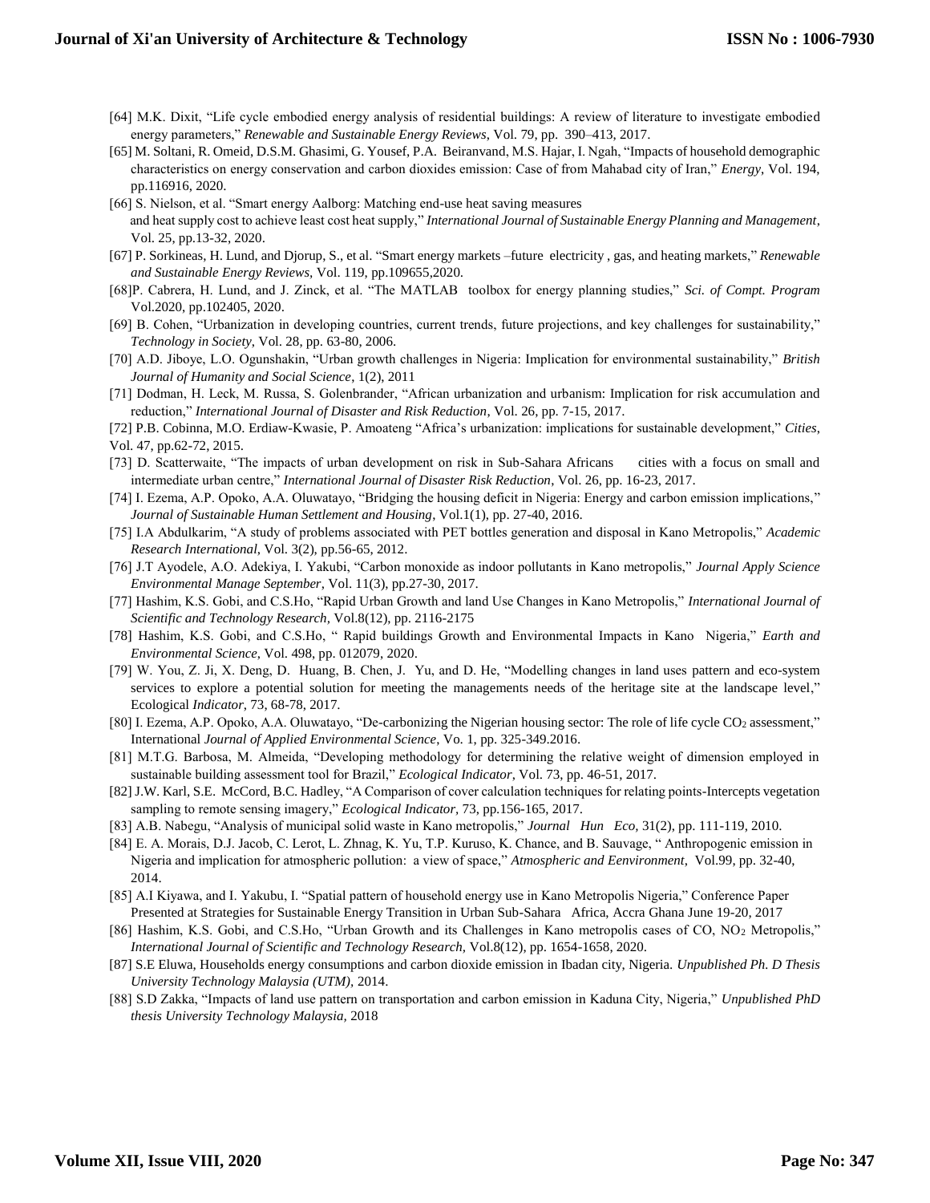[64] M.K. Dixit, "Life cycle embodied energy analysis of residential buildings: A review of literature to investigate embodied energy parameters," *Renewable and Sustainable Energy Reviews*, Vol. 79, pp. 390–413, 2017.

[65] M. Soltani, R. Omeid, D.S.M. Ghasimi, G. Yousef, P.A. Beiranvand, M.S. Hajar, I. Ngah, "Impacts of household demographic characteristics on energy conservation and carbon dioxides emission: Case of from Mahabad city of Iran," *Energy*, Vol. 194, pp.116916, 2020.

[66] S. Nielson, et al. "Smart energy Aalborg: Matching end-use heat saving measures and heat supply cost to achieve least cost heat supply," *International Journal of Sustainable Energy Planning and Management*, Vol. 25, pp.13-32, 2020.

[67] P. Sorkineas, H. Lund, and Djorup, S., et al. "Smart energy markets –future electricity , gas, and heating markets," *Renewable and Sustainable Energy Reviews*, Vol. 119, pp.109655,2020.

[68]P. Cabrera, H. Lund, and J. Zinck, et al. "The MATLAB toolbox for energy planning studies," *Sci. of Compt. Program* Vol.2020, pp.102405, 2020.

[69] B. Cohen, "Urbanization in developing countries, current trends, future projections, and key challenges for sustainability," *Technology in Society*, Vol. 28, pp. 63-80, 2006.

[70] A.D. Jiboye, L.O. Ogunshakin, "Urban growth challenges in Nigeria: Implication for environmental sustainability," *British Journal of Humanity and Social Science*, 1(2), 2011

[71] Dodman, H. Leck, M. Russa, S. Golenbrander, "African urbanization and urbanism: Implication for risk accumulation and reduction," *International Journal of Disaster and Risk Reduction*, Vol. 26, pp. 7-15, 2017.

[72] P.B. Cobinna, M.O. Erdiaw-Kwasie, P. Amoateng "Africa's urbanization: implications for sustainable development," *Cities*, Vol. 47, pp.62-72, 2015.

[73] D. Scatterwaite, "The impacts of urban development on risk in Sub-Sahara Africans cities with a focus on small and intermediate urban centre," *International Journal of Disaster Risk Reduction*, Vol. 26, pp. 16-23, 2017.

[74] I. Ezema, A.P. Opoko, A.A. Oluwatayo, "Bridging the housing deficit in Nigeria: Energy and carbon emission implications," *Journal of Sustainable Human Settlement and Housing*, Vol.1(1), pp. 27-40, 2016.

[75] I.A Abdulkarim, "A study of problems associated with PET bottles generation and disposal in Kano Metropolis," *Academic Research International*, Vol. 3(2), pp.56-65, 2012.

[76] J.T Ayodele, A.O. Adekiya, I. Yakubi, "Carbon monoxide as indoor pollutants in Kano metropolis," *Journal Apply Science Environmental Manage September*, Vol. 11(3), pp.27-30, 2017.

[77] Hashim, K.S. Gobi, and C.S.Ho, "Rapid Urban Growth and land Use Changes in Kano Metropolis," *International Journal of Scientific and Technology Research*, Vol.8(12), pp. 2116-2175

[78] Hashim, K.S. Gobi, and C.S.Ho, " Rapid buildings Growth and Environmental Impacts in Kano Nigeria," *Earth and Environmental Science*, Vol. 498, pp. 012079, 2020.

[79] W. You, Z. Ji, X. Deng, D. Huang, B. Chen, J. Yu, and D. He, "Modelling changes in land uses pattern and eco-system services to explore a potential solution for meeting the managements needs of the heritage site at the landscape level," Ecological *Indicator*, 73, 68-78, 2017.

[80] I. Ezema, A.P. Opoko, A.A. Oluwatayo, "De-carbonizing the Nigerian housing sector: The role of life cycle $CO_2$ assessment," International *Journal of Applied Environmental Science*, Vo. 1, pp. 325-349.2016.

[81] M.T.G. Barbosa, M. Almeida, "Developing methodology for determining the relative weight of dimension employed in sustainable building assessment tool for Brazil," *Ecological Indicator*, Vol. 73, pp. 46-51, 2017.

[82] J.W. Karl, S.E. McCord, B.C. Hadley, "A Comparison of cover calculation techniques for relating points-Intercepts vegetation sampling to remote sensing imagery," *Ecological Indicator*, 73, pp.156-165, 2017.

[83] A.B. Nabegu, "Analysis of municipal solid waste in Kano metropolis," *Journal Hun Eco*, 31(2), pp. 111-119, 2010.

[84] E. A. Morais, D.J. Jacob, C. Lerot, L. Zhnag, K. Yu, T.P. Kuruso, K. Chance, and B. Sauvage, " Anthropogenic emission in Nigeria and implication for atmospheric pollution: a view of space," *Atmospheric and Eenvironment*, Vol.99, pp. 32-40, 2014.

[85] A.I Kiyawa, and I. Yakubu, I. "Spatial pattern of household energy use in Kano Metropolis Nigeria," Conference Paper Presented at Strategies for Sustainable Energy Transition in Urban Sub-Sahara Africa, Accra Ghana June 19-20, 2017

[86] Hashim, K.S. Gobi, and C.S.Ho, "Urban Growth and its Challenges in Kano metropolis cases of CO, $NO_2$ Metropolis," *International Journal of Scientific and Technology Research*, Vol.8(12), pp. 1654-1658, 2020.

[87] S.E Eluwa, Households energy consumptions and carbon dioxide emission in Ibadan city, Nigeria. *Unpublished Ph. D Thesis University Technology Malaysia (UTM)*, 2014.

[88] S.D Zakka, "Impacts of land use pattern on transportation and carbon emission in Kaduna City, Nigeria," *Unpublished PhD thesis University Technology Malaysia*, 2018